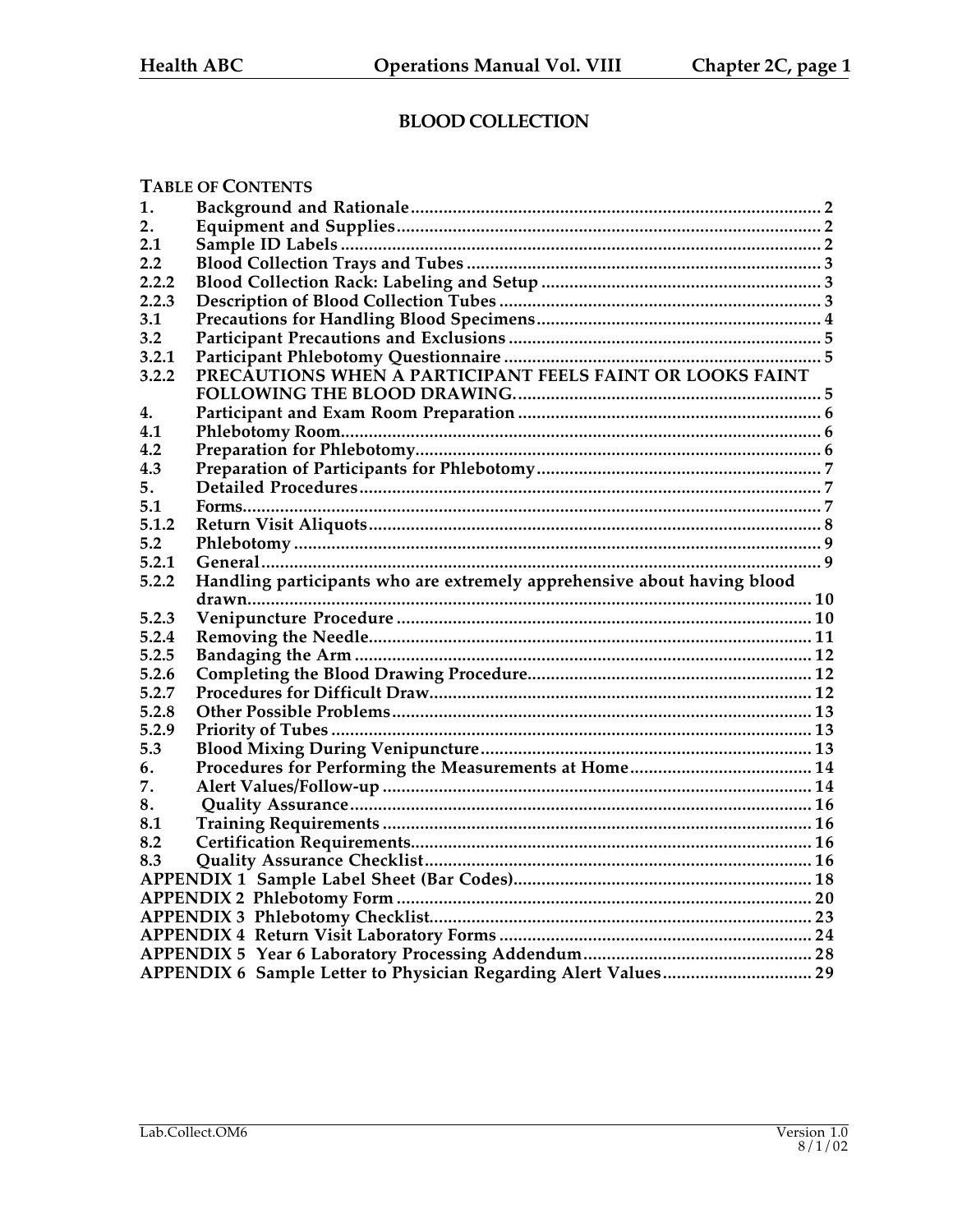# BLOOD COLLECTION

**TABLE OF CONTENTS**

| | | |
|---|---|---|
| 1. | Background and Rationale | 2 |
| 2. | Equipment and Supplies | 2 |
| 2.1 | Sample ID Labels | 2 |
| 2.2 | Blood Collection Trays and Tubes | 3 |
| 2.2.2 | Blood Collection Rack: Labeling and Setup | 3 |
| 2.2.3 | Description of Blood Collection Tubes | 3 |
| 3.1 | Precautions for Handling Blood Specimens | 4 |
| 3.2 | Participant Precautions and Exclusions | 5 |
| 3.2.1 | Participant Phlebotomy Questionnaire | 5 |
| 3.2.2 | PRECAUTIONS WHEN A PARTICIPANT FEELS FAINT OR LOOKS FAINT FOLLOWING THE BLOOD DRAWING. | 5 |
| 4. | Participant and Exam Room Preparation | 6 |
| 4.1 | Phlebotomy Room | 6 |
| 4.2 | Preparation for Phlebotomy | 6 |
| 4.3 | Preparation of Participants for Phlebotomy | 7 |
| 5. | Detailed Procedures | 7 |
| 5.1 | Forms | 7 |
| 5.1.2 | Return Visit Aliquots | 8 |
| 5.2 | Phlebotomy | 9 |
| 5.2.1 | General | 9 |
| 5.2.2 | Handling participants who are extremely apprehensive about having blood drawn | 10 |
| 5.2.3 | Venipuncture Procedure | 10 |
| 5.2.4 | Removing the Needle | 11 |
| 5.2.5 | Bandaging the Arm | 12 |
| 5.2.6 | Completing the Blood Drawing Procedure | 12 |
| 5.2.7 | Procedures for Difficult Draw | 12 |
| 5.2.8 | Other Possible Problems | 13 |
| 5.2.9 | Priority of Tubes | 13 |
| 5.3 | Blood Mixing During Venipuncture | 13 |
| 6. | Procedures for Performing the Measurements at Home | 14 |
| 7. | Alert Values/Follow-up | 14 |
| 8. | Quality Assurance | 16 |
| 8.1 | Training Requirements | 16 |
| 8.2 | Certification Requirements | 16 |
| 8.3 | Quality Assurance Checklist | 16 |
| APPENDIX 1 | Sample Label Sheet (Bar Codes) | 18 |
| APPENDIX 2 | Phlebotomy Form | 20 |
| APPENDIX 3 | Phlebotomy Checklist | 23 |
| APPENDIX 4 | Return Visit Laboratory Forms | 24 |
| APPENDIX 5 | Year 6 Laboratory Processing Addendum | 28 |
| APPENDIX 6 | Sample Letter to Physician Regarding Alert Values | 29 |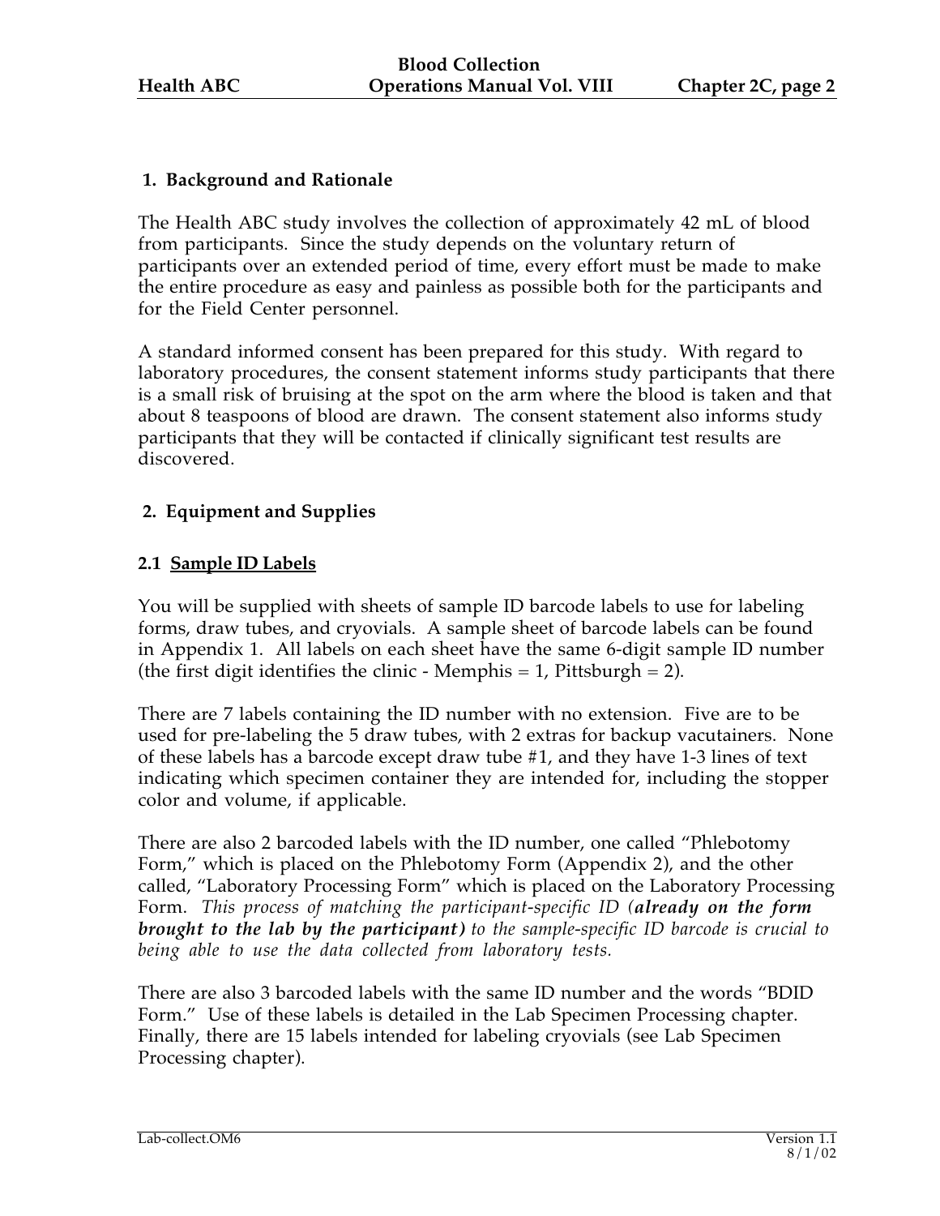## 1. Background and Rationale

The Health ABC study involves the collection of approximately 42 mL of blood from participants. Since the study depends on the voluntary return of participants over an extended period of time, every effort must be made to make the entire procedure as easy and painless as possible both for the participants and for the Field Center personnel.

A standard informed consent has been prepared for this study. With regard to laboratory procedures, the consent statement informs study participants that there is a small risk of bruising at the spot on the arm where the blood is taken and that about 8 teaspoons of blood are drawn. The consent statement also informs study participants that they will be contacted if clinically significant test results are discovered.

## 2. Equipment and Supplies

### 2.1 Sample ID Labels

You will be supplied with sheets of sample ID barcode labels to use for labeling forms, draw tubes, and cryovials. A sample sheet of barcode labels can be found in Appendix 1. All labels on each sheet have the same 6-digit sample ID number (the first digit identifies the clinic - Memphis = 1, Pittsburgh = 2).

There are 7 labels containing the ID number with no extension. Five are to be used for pre-labeling the 5 draw tubes, with 2 extras for backup vacutainers. None of these labels has a barcode except draw tube #1, and they have 1-3 lines of text indicating which specimen container they are intended for, including the stopper color and volume, if applicable.

There are also 2 barcoded labels with the ID number, one called "Phlebotomy Form," which is placed on the Phlebotomy Form (Appendix 2), and the other called, "Laboratory Processing Form" which is placed on the Laboratory Processing Form. *This process of matching the participant-specific ID (**already on the form brought to the lab by the participant**) to the sample-specific ID barcode is crucial to being able to use the data collected from laboratory tests.*

There are also 3 barcoded labels with the same ID number and the words "BDID Form." Use of these labels is detailed in the Lab Specimen Processing chapter. Finally, there are 15 labels intended for labeling cryovials (see Lab Specimen Processing chapter).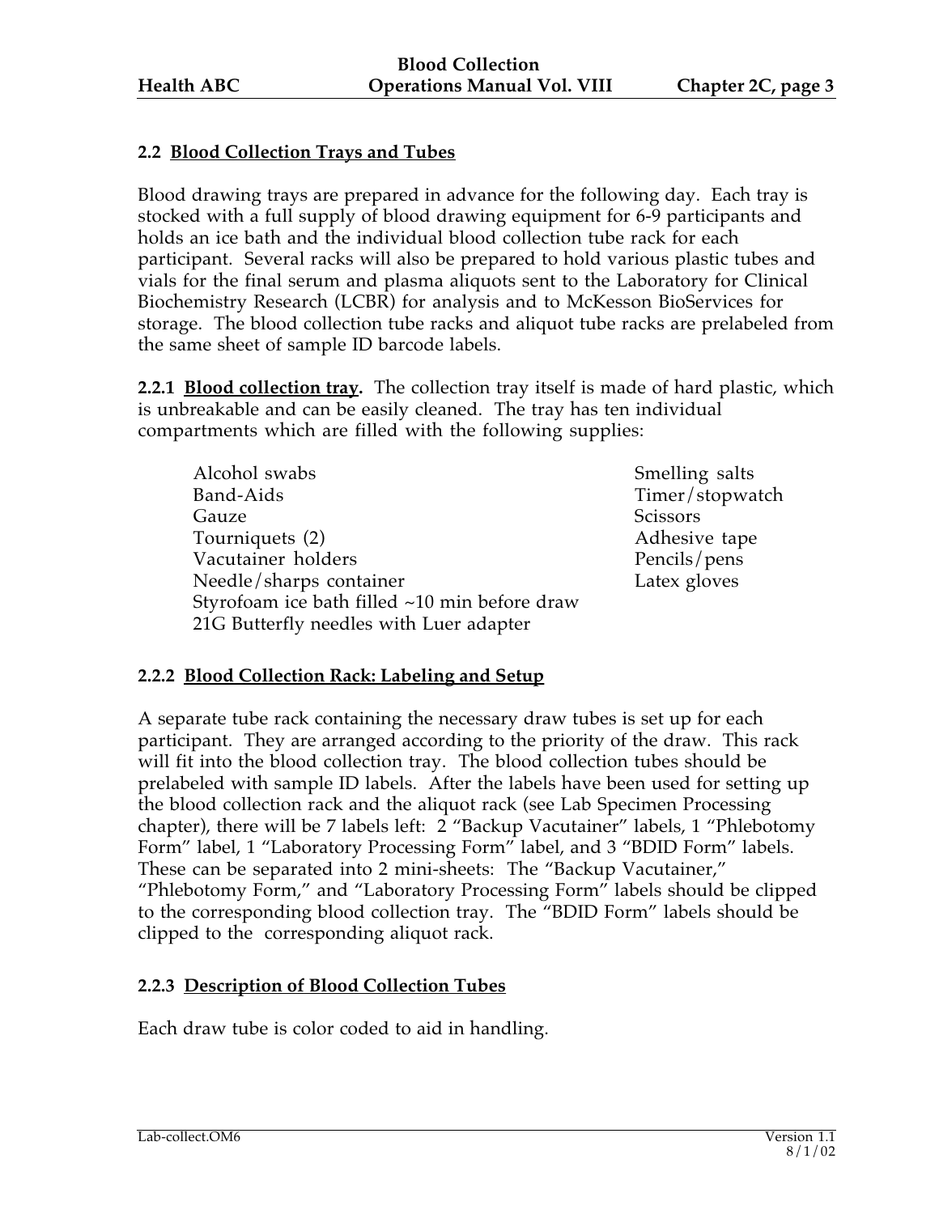## 2.2 Blood Collection Trays and Tubes

Blood drawing trays are prepared in advance for the following day. Each tray is stocked with a full supply of blood drawing equipment for 6-9 participants and holds an ice bath and the individual blood collection tube rack for each participant. Several racks will also be prepared to hold various plastic tubes and vials for the final serum and plasma aliquots sent to the Laboratory for Clinical Biochemistry Research (LCBR) for analysis and to McKesson BioServices for storage. The blood collection tube racks and aliquot tube racks are prelabeled from the same sheet of sample ID barcode labels.

**2.2.1 Blood collection tray.** The collection tray itself is made of hard plastic, which is unbreakable and can be easily cleaned. The tray has ten individual compartments which are filled with the following supplies:

- Alcohol swabs
- Band-Aids
- Gauze
- Tourniquets (2)
- Vacutainer holders
- Needle/sharps container
- Styrofoam ice bath filled ~10 min before draw
- 21G Butterfly needles with Luer adapter
- Smelling salts
- Timer/stopwatch
- Scissors
- Adhesive tape
- Pencils/pens
- Latex gloves

### 2.2.2 Blood Collection Rack: Labeling and Setup

A separate tube rack containing the necessary draw tubes is set up for each participant. They are arranged according to the priority of the draw. This rack will fit into the blood collection tray. The blood collection tubes should be prelabeled with sample ID labels. After the labels have been used for setting up the blood collection rack and the aliquot rack (see Lab Specimen Processing chapter), there will be 7 labels left: 2 "Backup Vacutainer" labels, 1 "Phlebotomy Form" label, 1 "Laboratory Processing Form" label, and 3 "BDID Form" labels. These can be separated into 2 mini-sheets: The "Backup Vacutainer," "Phlebotomy Form," and "Laboratory Processing Form" labels should be clipped to the corresponding blood collection tray. The "BDID Form" labels should be clipped to the corresponding aliquot rack.

### 2.2.3 Description of Blood Collection Tubes

Each draw tube is color coded to aid in handling.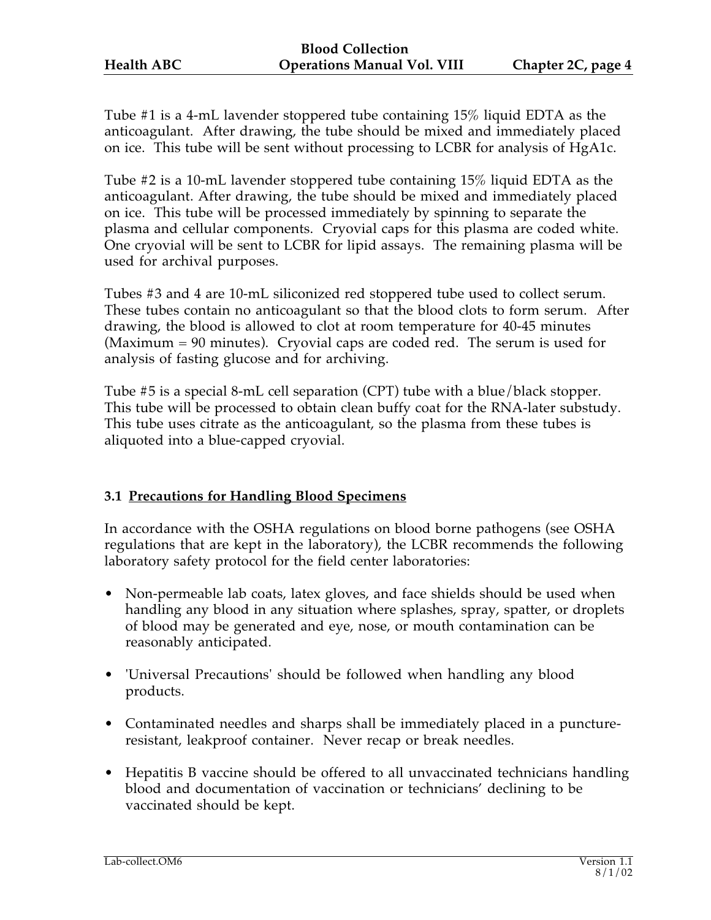Tube #1 is a 4-mL lavender stoppered tube containing 15% liquid EDTA as the anticoagulant. After drawing, the tube should be mixed and immediately placed on ice. This tube will be sent without processing to LCBR for analysis of HgA1c.

Tube #2 is a 10-mL lavender stoppered tube containing 15% liquid EDTA as the anticoagulant. After drawing, the tube should be mixed and immediately placed on ice. This tube will be processed immediately by spinning to separate the plasma and cellular components. Cryovial caps for this plasma are coded white. One cryovial will be sent to LCBR for lipid assays. The remaining plasma will be used for archival purposes.

Tubes #3 and 4 are 10-mL siliconized red stoppered tube used to collect serum. These tubes contain no anticoagulant so that the blood clots to form serum. After drawing, the blood is allowed to clot at room temperature for 40-45 minutes (Maximum = 90 minutes). Cryovial caps are coded red. The serum is used for analysis of fasting glucose and for archiving.

Tube #5 is a special 8-mL cell separation (CPT) tube with a blue/black stopper. This tube will be processed to obtain clean buffy coat for the RNA-later substudy. This tube uses citrate as the anticoagulant, so the plasma from these tubes is aliquoted into a blue-capped cryovial.

### 3.1 <u>Precautions for Handling Blood Specimens</u>

In accordance with the OSHA regulations on blood borne pathogens (see OSHA regulations that are kept in the laboratory), the LCBR recommends the following laboratory safety protocol for the field center laboratories:

- Non-permeable lab coats, latex gloves, and face shields should be used when handling any blood in any situation where splashes, spray, spatter, or droplets of blood may be generated and eye, nose, or mouth contamination can be reasonably anticipated.
- 'Universal Precautions' should be followed when handling any blood products.
- Contaminated needles and sharps shall be immediately placed in a puncture-resistant, leakproof container. Never recap or break needles.
- Hepatitis B vaccine should be offered to all unvaccinated technicians handling blood and documentation of vaccination or technicians' declining to be vaccinated should be kept.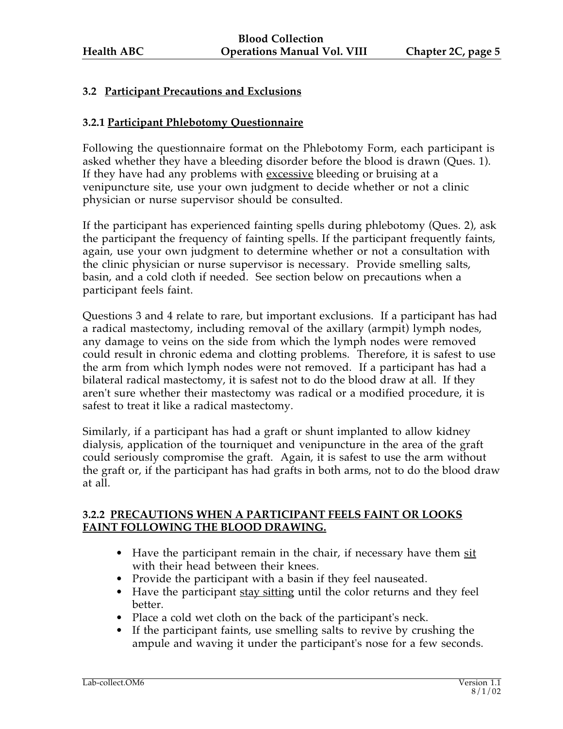### 3.2 Participant Precautions and Exclusions

#### 3.2.1 Participant Phlebotomy Questionnaire

Following the questionnaire format on the Phlebotomy Form, each participant is asked whether they have a bleeding disorder before the blood is drawn (Ques. 1). If they have had any problems with excessive bleeding or bruising at a venipuncture site, use your own judgment to decide whether or not a clinic physician or nurse supervisor should be consulted.

If the participant has experienced fainting spells during phlebotomy (Ques. 2), ask the participant the frequency of fainting spells. If the participant frequently faints, again, use your own judgment to determine whether or not a consultation with the clinic physician or nurse supervisor is necessary. Provide smelling salts, basin, and a cold cloth if needed. See section below on precautions when a participant feels faint.

Questions 3 and 4 relate to rare, but important exclusions. If a participant has had a radical mastectomy, including removal of the axillary (armpit) lymph nodes, any damage to veins on the side from which the lymph nodes were removed could result in chronic edema and clotting problems. Therefore, it is safest to use the arm from which lymph nodes were not removed. If a participant has had a bilateral radical mastectomy, it is safest not to do the blood draw at all. If they aren't sure whether their mastectomy was radical or a modified procedure, it is safest to treat it like a radical mastectomy.

Similarly, if a participant has had a graft or shunt implanted to allow kidney dialysis, application of the tourniquet and venipuncture in the area of the graft could seriously compromise the graft. Again, it is safest to use the arm without the graft or, if the participant has had grafts in both arms, not to do the blood draw at all.

#### 3.2.2 PRECAUTIONS WHEN A PARTICIPANT FEELS FAINT OR LOOKS FAINT FOLLOWING THE BLOOD DRAWING.

- Have the participant remain in the chair, if necessary have them sit with their head between their knees.
- Provide the participant with a basin if they feel nauseated.
- Have the participant stay sitting until the color returns and they feel better.
- Place a cold wet cloth on the back of the participant's neck.
- If the participant faints, use smelling salts to revive by crushing the ampule and waving it under the participant's nose for a few seconds.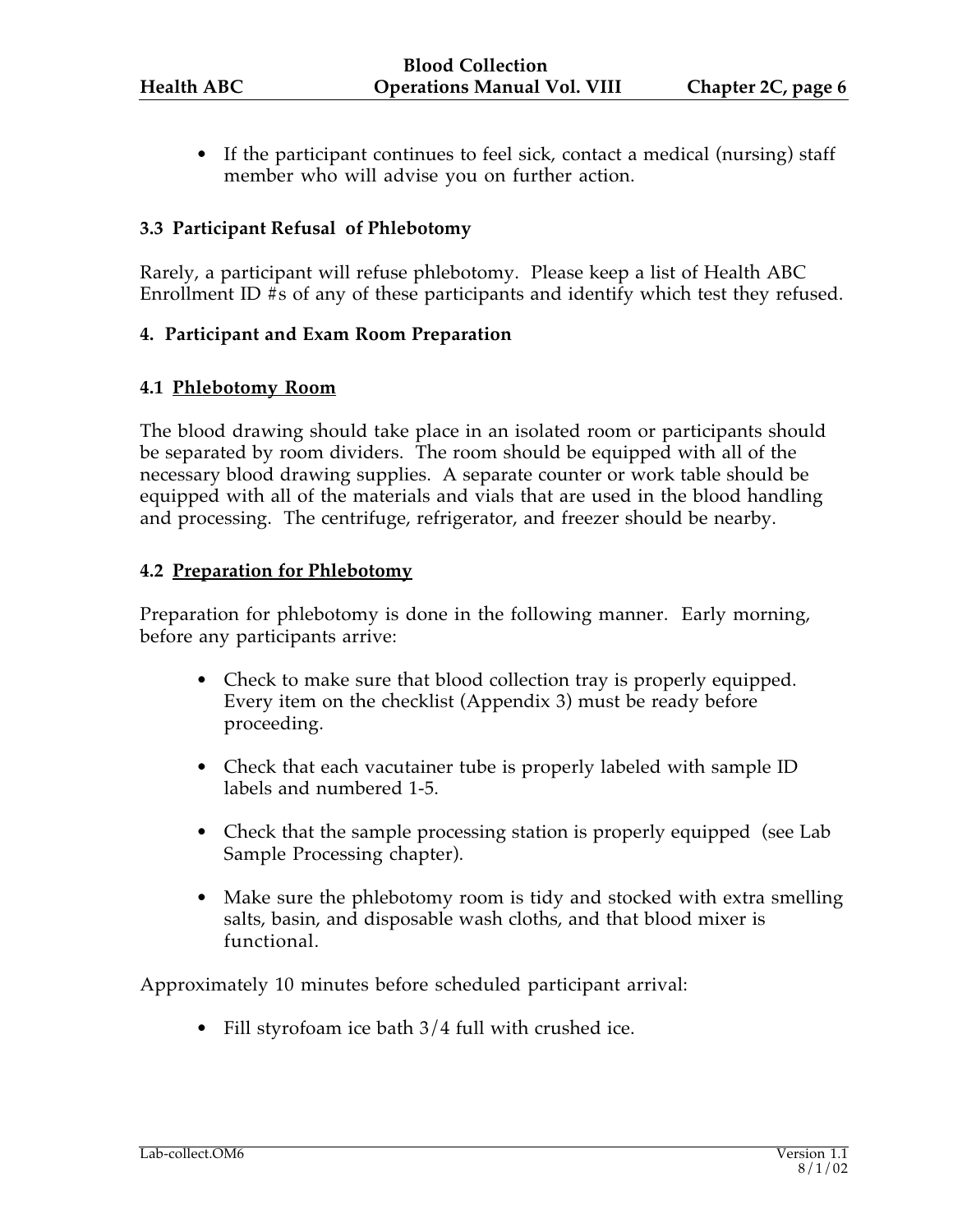- If the participant continues to feel sick, contact a medical (nursing) staff member who will advise you on further action.

### 3.3 Participant Refusal of Phlebotomy

Rarely, a participant will refuse phlebotomy. Please keep a list of Health ABC Enrollment ID #s of any of these participants and identify which test they refused.

## 4. Participant and Exam Room Preparation

### 4.1 Phlebotomy Room

The blood drawing should take place in an isolated room or participants should be separated by room dividers. The room should be equipped with all of the necessary blood drawing supplies. A separate counter or work table should be equipped with all of the materials and vials that are used in the blood handling and processing. The centrifuge, refrigerator, and freezer should be nearby.

### 4.2 Preparation for Phlebotomy

Preparation for phlebotomy is done in the following manner. Early morning, before any participants arrive:

- Check to make sure that blood collection tray is properly equipped. Every item on the checklist (Appendix 3) must be ready before proceeding.
- Check that each vacutainer tube is properly labeled with sample ID labels and numbered 1-5.
- Check that the sample processing station is properly equipped (see Lab Sample Processing chapter).
- Make sure the phlebotomy room is tidy and stocked with extra smelling salts, basin, and disposable wash cloths, and that blood mixer is functional.

Approximately 10 minutes before scheduled participant arrival:

- Fill styrofoam ice bath 3/4 full with crushed ice.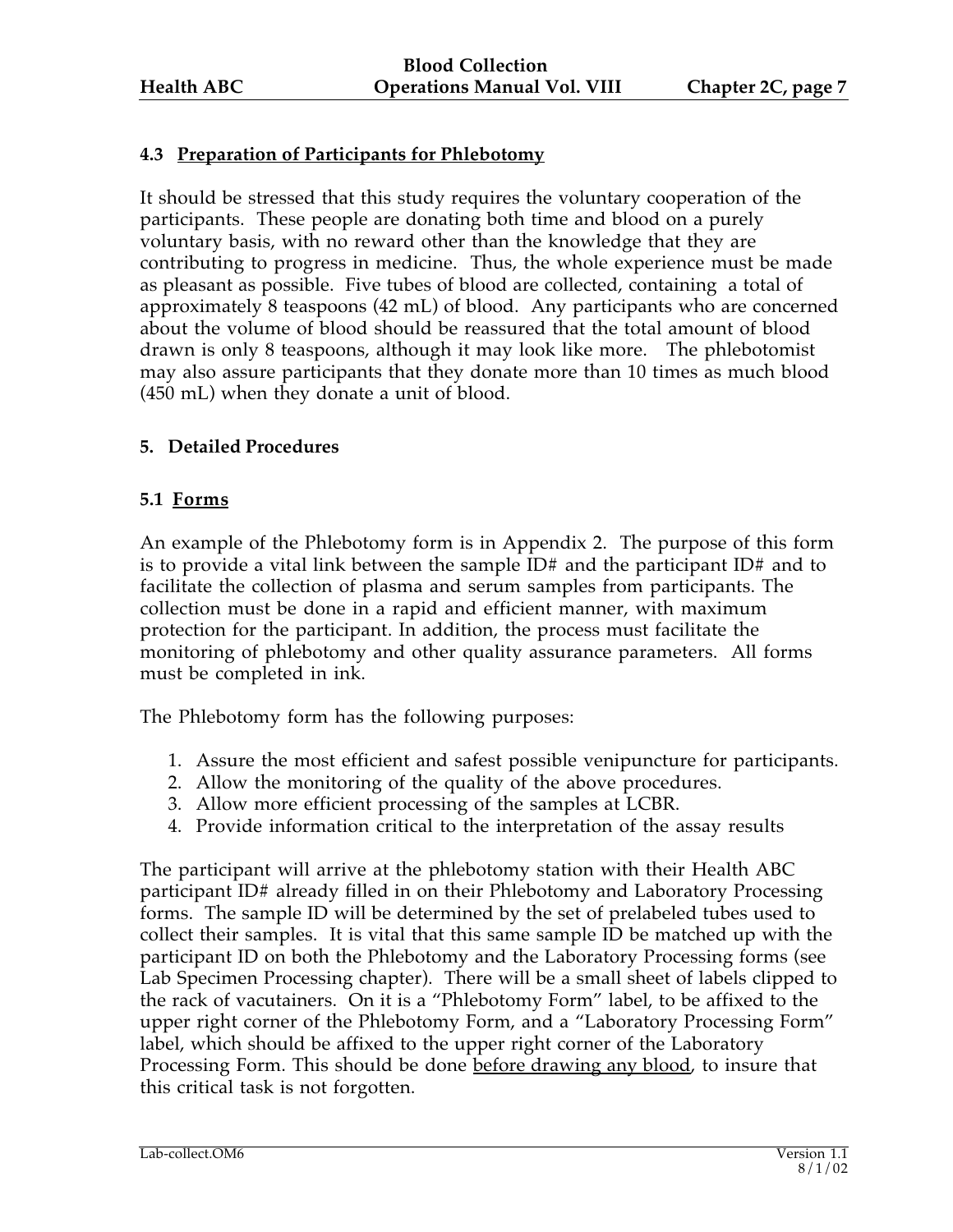### 4.3 <u>Preparation of Participants for Phlebotomy</u>

It should be stressed that this study requires the voluntary cooperation of the participants. These people are donating both time and blood on a purely voluntary basis, with no reward other than the knowledge that they are contributing to progress in medicine. Thus, the whole experience must be made as pleasant as possible. Five tubes of blood are collected, containing a total of approximately 8 teaspoons (42 mL) of blood. Any participants who are concerned about the volume of blood should be reassured that the total amount of blood drawn is only 8 teaspoons, although it may look like more. The phlebotomist may also assure participants that they donate more than 10 times as much blood (450 mL) when they donate a unit of blood.

## 5. Detailed Procedures

### 5.1 <u>Forms</u>

An example of the Phlebotomy form is in Appendix 2. The purpose of this form is to provide a vital link between the sample ID# and the participant ID# and to facilitate the collection of plasma and serum samples from participants. The collection must be done in a rapid and efficient manner, with maximum protection for the participant. In addition, the process must facilitate the monitoring of phlebotomy and other quality assurance parameters. All forms must be completed in ink.

The Phlebotomy form has the following purposes:

1. Assure the most efficient and safest possible venipuncture for participants.
2. Allow the monitoring of the quality of the above procedures.
3. Allow more efficient processing of the samples at LCBR.
4. Provide information critical to the interpretation of the assay results

The participant will arrive at the phlebotomy station with their Health ABC participant ID# already filled in on their Phlebotomy and Laboratory Processing forms. The sample ID will be determined by the set of prelabeled tubes used to collect their samples. It is vital that this same sample ID be matched up with the participant ID on both the Phlebotomy and the Laboratory Processing forms (see Lab Specimen Processing chapter). There will be a small sheet of labels clipped to the rack of vacutainers. On it is a "Phlebotomy Form" label, to be affixed to the upper right corner of the Phlebotomy Form, and a "Laboratory Processing Form" label, which should be affixed to the upper right corner of the Laboratory Processing Form. This should be done <u>before drawing any blood</u>, to insure that this critical task is not forgotten.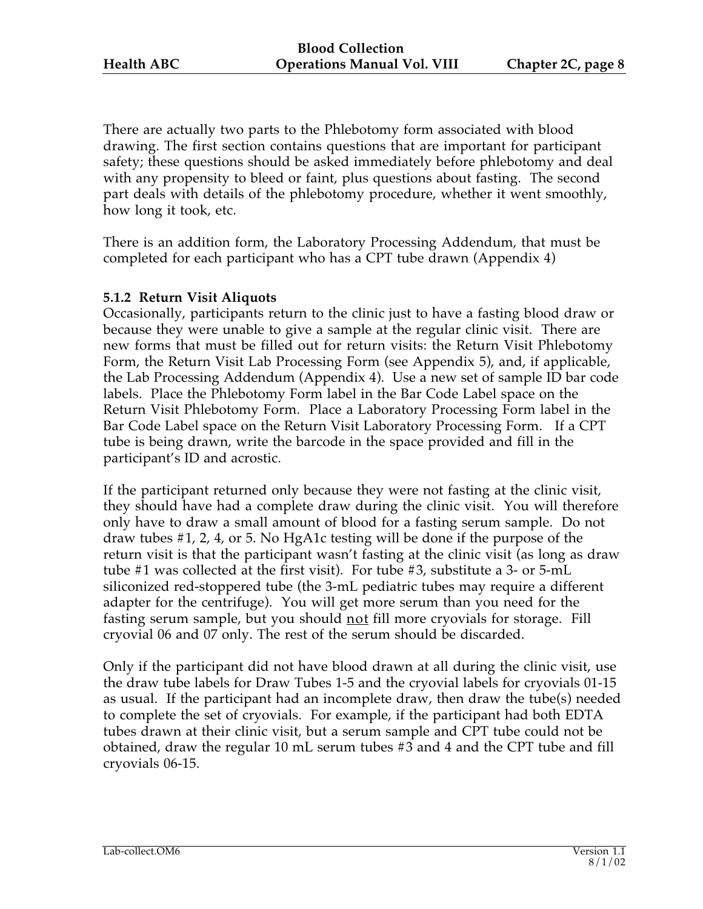There are actually two parts to the Phlebotomy form associated with blood drawing. The first section contains questions that are important for participant safety; these questions should be asked immediately before phlebotomy and deal with any propensity to bleed or faint, plus questions about fasting. The second part deals with details of the phlebotomy procedure, whether it went smoothly, how long it took, etc.

There is an addition form, the Laboratory Processing Addendum, that must be completed for each participant who has a CPT tube drawn (Appendix 4)

**5.1.2 Return Visit Aliquots**

Occasionally, participants return to the clinic just to have a fasting blood draw or because they were unable to give a sample at the regular clinic visit. There are new forms that must be filled out for return visits: the Return Visit Phlebotomy Form, the Return Visit Lab Processing Form (see Appendix 5), and, if applicable, the Lab Processing Addendum (Appendix 4). Use a new set of sample ID bar code labels. Place the Phlebotomy Form label in the Bar Code Label space on the Return Visit Phlebotomy Form. Place a Laboratory Processing Form label in the Bar Code Label space on the Return Visit Laboratory Processing Form. If a CPT tube is being drawn, write the barcode in the space provided and fill in the participant's ID and acrostic.

If the participant returned only because they were not fasting at the clinic visit, they should have had a complete draw during the clinic visit. You will therefore only have to draw a small amount of blood for a fasting serum sample. Do not draw tubes #1, 2, 4, or 5. No HgA1c testing will be done if the purpose of the return visit is that the participant wasn't fasting at the clinic visit (as long as draw tube #1 was collected at the first visit). For tube #3, substitute a 3- or 5-mL siliconized red-stoppered tube (the 3-mL pediatric tubes may require a different adapter for the centrifuge). You will get more serum than you need for the fasting serum sample, but you should <u>not</u> fill more cryovials for storage. Fill cryovial 06 and 07 only. The rest of the serum should be discarded.

Only if the participant did not have blood drawn at all during the clinic visit, use the draw tube labels for Draw Tubes 1-5 and the cryovial labels for cryovials 01-15 as usual. If the participant had an incomplete draw, then draw the tube(s) needed to complete the set of cryovials. For example, if the participant had both EDTA tubes drawn at their clinic visit, but a serum sample and CPT tube could not be obtained, draw the regular 10 mL serum tubes #3 and 4 and the CPT tube and fill cryovials 06-15.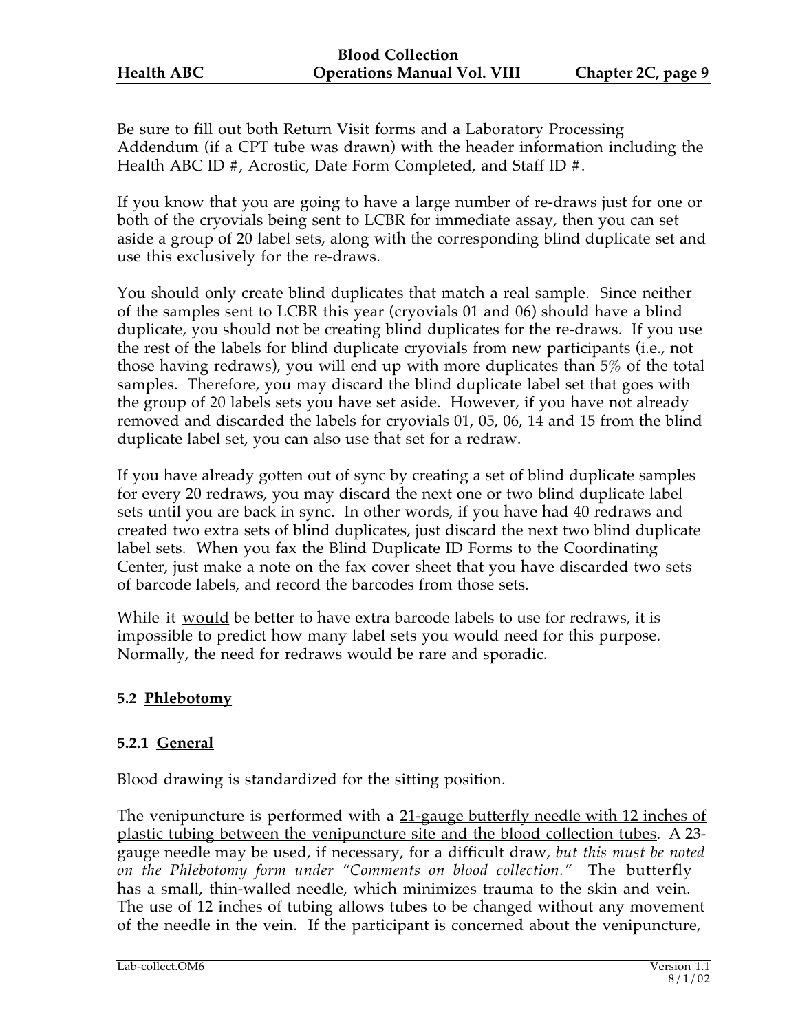Be sure to fill out both Return Visit forms and a Laboratory Processing Addendum (if a CPT tube was drawn) with the header information including the Health ABC ID #, Acrostic, Date Form Completed, and Staff ID #.

If you know that you are going to have a large number of re-draws just for one or both of the cryovials being sent to LCBR for immediate assay, then you can set aside a group of 20 label sets, along with the corresponding blind duplicate set and use this exclusively for the re-draws.

You should only create blind duplicates that match a real sample. Since neither of the samples sent to LCBR this year (cryovials 01 and 06) should have a blind duplicate, you should not be creating blind duplicates for the re-draws. If you use the rest of the labels for blind duplicate cryovials from new participants (i.e., not those having redraws), you will end up with more duplicates than 5% of the total samples. Therefore, you may discard the blind duplicate label set that goes with the group of 20 labels sets you have set aside. However, if you have not already removed and discarded the labels for cryovials 01, 05, 06, 14 and 15 from the blind duplicate label set, you can also use that set for a redraw.

If you have already gotten out of sync by creating a set of blind duplicate samples for every 20 redraws, you may discard the next one or two blind duplicate label sets until you are back in sync. In other words, if you have had 40 redraws and created two extra sets of blind duplicates, just discard the next two blind duplicate label sets. When you fax the Blind Duplicate ID Forms to the Coordinating Center, just make a note on the fax cover sheet that you have discarded two sets of barcode labels, and record the barcodes from those sets.

While it <u>would</u> be better to have extra barcode labels to use for redraws, it is impossible to predict how many label sets you would need for this purpose. Normally, the need for redraws would be rare and sporadic.

### 5.2 <u>Phlebotomy</u>

#### 5.2.1 <u>General</u>

Blood drawing is standardized for the sitting position.

The venipuncture is performed with a <u>21-gauge butterfly needle with 12 inches of plastic tubing between the venipuncture site and the blood collection tubes</u>. A 23-gauge needle <u>may</u> be used, if necessary, for a difficult draw, *but this must be noted on the Phlebotomy form under "Comments on blood collection."* The butterfly has a small, thin-walled needle, which minimizes trauma to the skin and vein. The use of 12 inches of tubing allows tubes to be changed without any movement of the needle in the vein. If the participant is concerned about the venipuncture,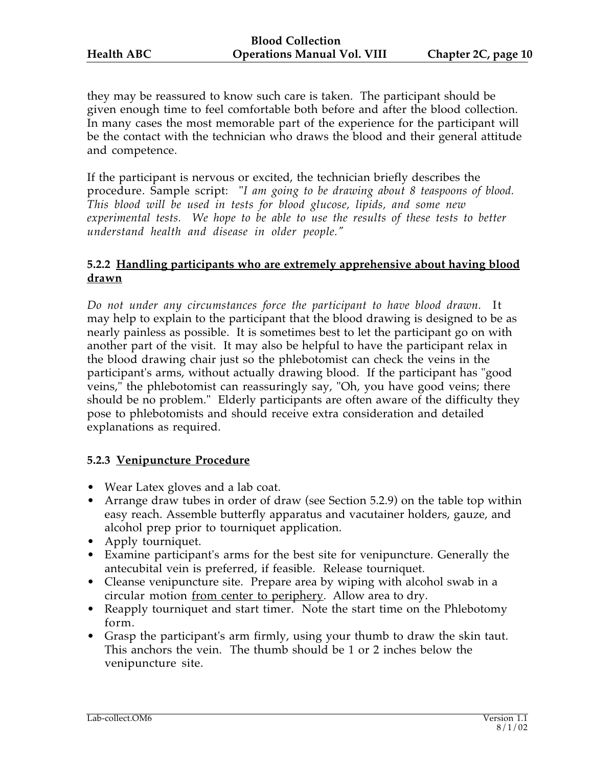they may be reassured to know such care is taken. The participant should be given enough time to feel comfortable both before and after the blood collection. In many cases the most memorable part of the experience for the participant will be the contact with the technician who draws the blood and their general attitude and competence.

If the participant is nervous or excited, the technician briefly describes the procedure. Sample script: *"I am going to be drawing about 8 teaspoons of blood. This blood will be used in tests for blood glucose, lipids, and some new experimental tests. We hope to be able to use the results of these tests to better understand health and disease in older people."*

#### 5.2.2 Handling participants who are extremely apprehensive about having blood drawn

*Do not under any circumstances force the participant to have blood drawn.* It may help to explain to the participant that the blood drawing is designed to be as nearly painless as possible. It is sometimes best to let the participant go on with another part of the visit. It may also be helpful to have the participant relax in the blood drawing chair just so the phlebotomist can check the veins in the participant's arms, without actually drawing blood. If the participant has "good veins," the phlebotomist can reassuringly say, "Oh, you have good veins; there should be no problem." Elderly participants are often aware of the difficulty they pose to phlebotomists and should receive extra consideration and detailed explanations as required.

#### 5.2.3 Venipuncture Procedure

- Wear Latex gloves and a lab coat.
- Arrange draw tubes in order of draw (see Section 5.2.9) on the table top within easy reach. Assemble butterfly apparatus and vacutainer holders, gauze, and alcohol prep prior to tourniquet application.
- Apply tourniquet.
- Examine participant's arms for the best site for venipuncture. Generally the antecubital vein is preferred, if feasible. Release tourniquet.
- Cleanse venipuncture site. Prepare area by wiping with alcohol swab in a circular motion from center to periphery. Allow area to dry.
- Reapply tourniquet and start timer. Note the start time on the Phlebotomy form.
- Grasp the participant's arm firmly, using your thumb to draw the skin taut. This anchors the vein. The thumb should be 1 or 2 inches below the venipuncture site.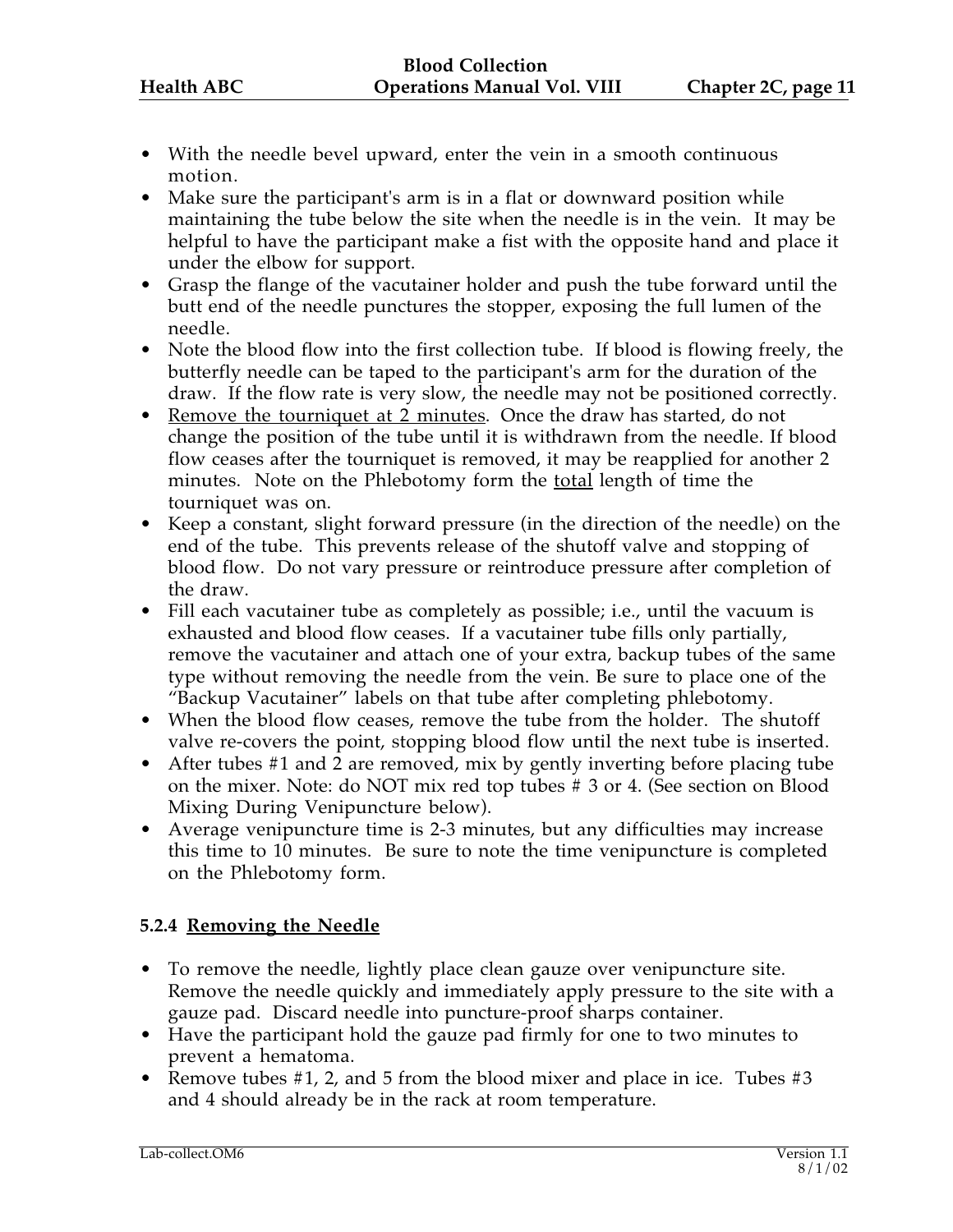- With the needle bevel upward, enter the vein in a smooth continuous motion.
- Make sure the participant's arm is in a flat or downward position while maintaining the tube below the site when the needle is in the vein. It may be helpful to have the participant make a fist with the opposite hand and place it under the elbow for support.
- Grasp the flange of the vacutainer holder and push the tube forward until the butt end of the needle punctures the stopper, exposing the full lumen of the needle.
- Note the blood flow into the first collection tube. If blood is flowing freely, the butterfly needle can be taped to the participant's arm for the duration of the draw. If the flow rate is very slow, the needle may not be positioned correctly.
- Remove the tourniquet at 2 minutes. Once the draw has started, do not change the position of the tube until it is withdrawn from the needle. If blood flow ceases after the tourniquet is removed, it may be reapplied for another 2 minutes. Note on the Phlebotomy form the total length of time the tourniquet was on.
- Keep a constant, slight forward pressure (in the direction of the needle) on the end of the tube. This prevents release of the shutoff valve and stopping of blood flow. Do not vary pressure or reintroduce pressure after completion of the draw.
- Fill each vacutainer tube as completely as possible; i.e., until the vacuum is exhausted and blood flow ceases. If a vacutainer tube fills only partially, remove the vacutainer and attach one of your extra, backup tubes of the same type without removing the needle from the vein. Be sure to place one of the “Backup Vacutainer” labels on that tube after completing phlebotomy.
- When the blood flow ceases, remove the tube from the holder. The shutoff valve re-covers the point, stopping blood flow until the next tube is inserted.
- After tubes #1 and 2 are removed, mix by gently inverting before placing tube on the mixer. Note: do NOT mix red top tubes # 3 or 4. (See section on Blood Mixing During Venipuncture below).
- Average venipuncture time is 2-3 minutes, but any difficulties may increase this time to 10 minutes. Be sure to note the time venipuncture is completed on the Phlebotomy form.

#### 5.2.4 Removing the Needle

- To remove the needle, lightly place clean gauze over venipuncture site. Remove the needle quickly and immediately apply pressure to the site with a gauze pad. Discard needle into puncture-proof sharps container.
- Have the participant hold the gauze pad firmly for one to two minutes to prevent a hematoma.
- Remove tubes #1, 2, and 5 from the blood mixer and place in ice. Tubes #3 and 4 should already be in the rack at room temperature.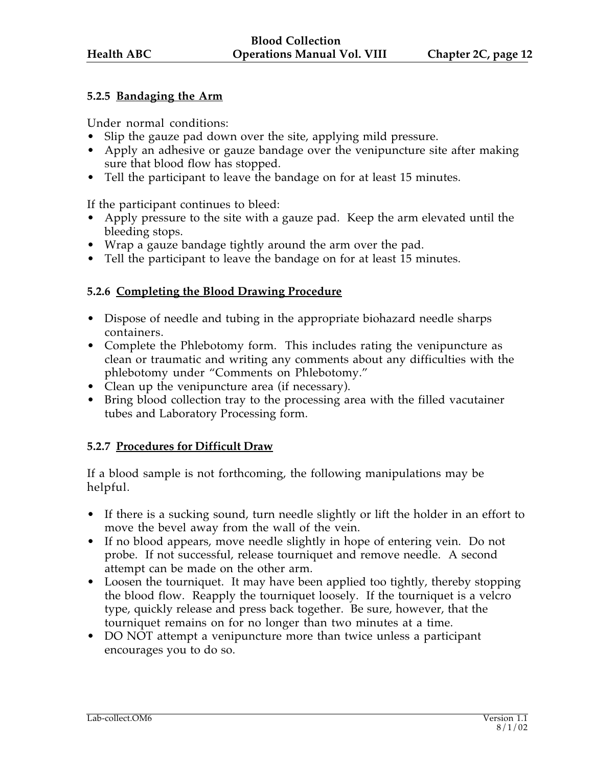#### 5.2.5 Bandaging the Arm

Under normal conditions:

- Slip the gauze pad down over the site, applying mild pressure.
- Apply an adhesive or gauze bandage over the venipuncture site after making sure that blood flow has stopped.
- Tell the participant to leave the bandage on for at least 15 minutes.

If the participant continues to bleed:

- Apply pressure to the site with a gauze pad. Keep the arm elevated until the bleeding stops.
- Wrap a gauze bandage tightly around the arm over the pad.
- Tell the participant to leave the bandage on for at least 15 minutes.

#### 5.2.6 Completing the Blood Drawing Procedure

- Dispose of needle and tubing in the appropriate biohazard needle sharps containers.
- Complete the Phlebotomy form. This includes rating the venipuncture as clean or traumatic and writing any comments about any difficulties with the phlebotomy under "Comments on Phlebotomy."
- Clean up the venipuncture area (if necessary).
- Bring blood collection tray to the processing area with the filled vacutainer tubes and Laboratory Processing form.

#### 5.2.7 Procedures for Difficult Draw

If a blood sample is not forthcoming, the following manipulations may be helpful.

- If there is a sucking sound, turn needle slightly or lift the holder in an effort to move the bevel away from the wall of the vein.
- If no blood appears, move needle slightly in hope of entering vein. Do not probe. If not successful, release tourniquet and remove needle. A second attempt can be made on the other arm.
- Loosen the tourniquet. It may have been applied too tightly, thereby stopping the blood flow. Reapply the tourniquet loosely. If the tourniquet is a velcro type, quickly release and press back together. Be sure, however, that the tourniquet remains on for no longer than two minutes at a time.
- DO NOT attempt a venipuncture more than twice unless a participant encourages you to do so.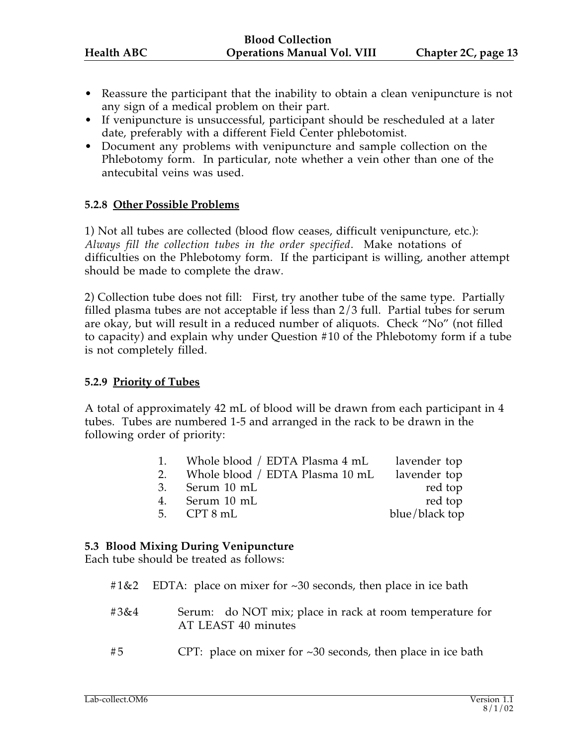- Reassure the participant that the inability to obtain a clean venipuncture is not any sign of a medical problem on their part.
- If venipuncture is unsuccessful, participant should be rescheduled at a later date, preferably with a different Field Center phlebotomist.
- Document any problems with venipuncture and sample collection on the Phlebotomy form. In particular, note whether a vein other than one of the antecubital veins was used.

#### 5.2.8 Other Possible Problems

1) Not all tubes are collected (blood flow ceases, difficult venipuncture, etc.): *Always fill the collection tubes in the order specified*. Make notations of difficulties on the Phlebotomy form. If the participant is willing, another attempt should be made to complete the draw.

2) Collection tube does not fill: First, try another tube of the same type. Partially filled plasma tubes are not acceptable if less than 2/3 full. Partial tubes for serum are okay, but will result in a reduced number of aliquots. Check "No" (not filled to capacity) and explain why under Question #10 of the Phlebotomy form if a tube is not completely filled.

#### 5.2.9 Priority of Tubes

A total of approximately 42 mL of blood will be drawn from each participant in 4 tubes. Tubes are numbered 1-5 and arranged in the rack to be drawn in the following order of priority:

1. Whole blood / EDTA Plasma 4 mL — lavender top
2. Whole blood / EDTA Plasma 10 mL — lavender top
3. Serum 10 mL — red top
4. Serum 10 mL — red top
5. CPT 8 mL — blue/black top

### 5.3 Blood Mixing During Venipuncture

Each tube should be treated as follows:

#1&2 EDTA: place on mixer for ~30 seconds, then place in ice bath

#3&4 Serum: do NOT mix; place in rack at room temperature for AT LEAST 40 minutes

#5 CPT: place on mixer for ~30 seconds, then place in ice bath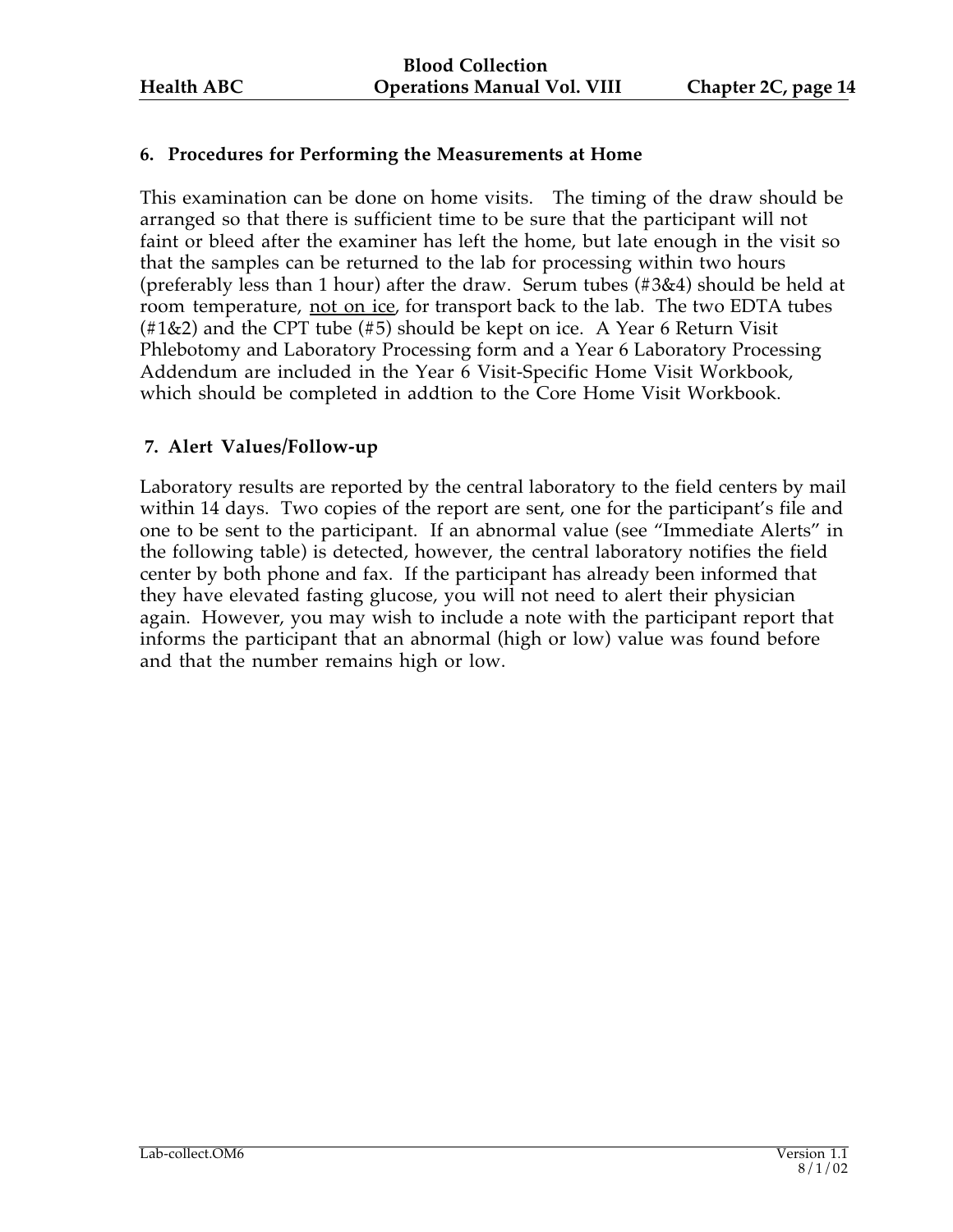### 6. Procedures for Performing the Measurements at Home

This examination can be done on home visits. The timing of the draw should be arranged so that there is sufficient time to be sure that the participant will not faint or bleed after the examiner has left the home, but late enough in the visit so that the samples can be returned to the lab for processing within two hours (preferably less than 1 hour) after the draw. Serum tubes (#3&4) should be held at room temperature, <u>not on ice</u>, for transport back to the lab. The two EDTA tubes (#1&2) and the CPT tube (#5) should be kept on ice. A Year 6 Return Visit Phlebotomy and Laboratory Processing form and a Year 6 Laboratory Processing Addendum are included in the Year 6 Visit-Specific Home Visit Workbook, which should be completed in addtion to the Core Home Visit Workbook.

### 7. Alert Values/Follow-up

Laboratory results are reported by the central laboratory to the field centers by mail within 14 days. Two copies of the report are sent, one for the participant's file and one to be sent to the participant. If an abnormal value (see "Immediate Alerts" in the following table) is detected, however, the central laboratory notifies the field center by both phone and fax. If the participant has already been informed that they have elevated fasting glucose, you will not need to alert their physician again. However, you may wish to include a note with the participant report that informs the participant that an abnormal (high or low) value was found before and that the number remains high or low.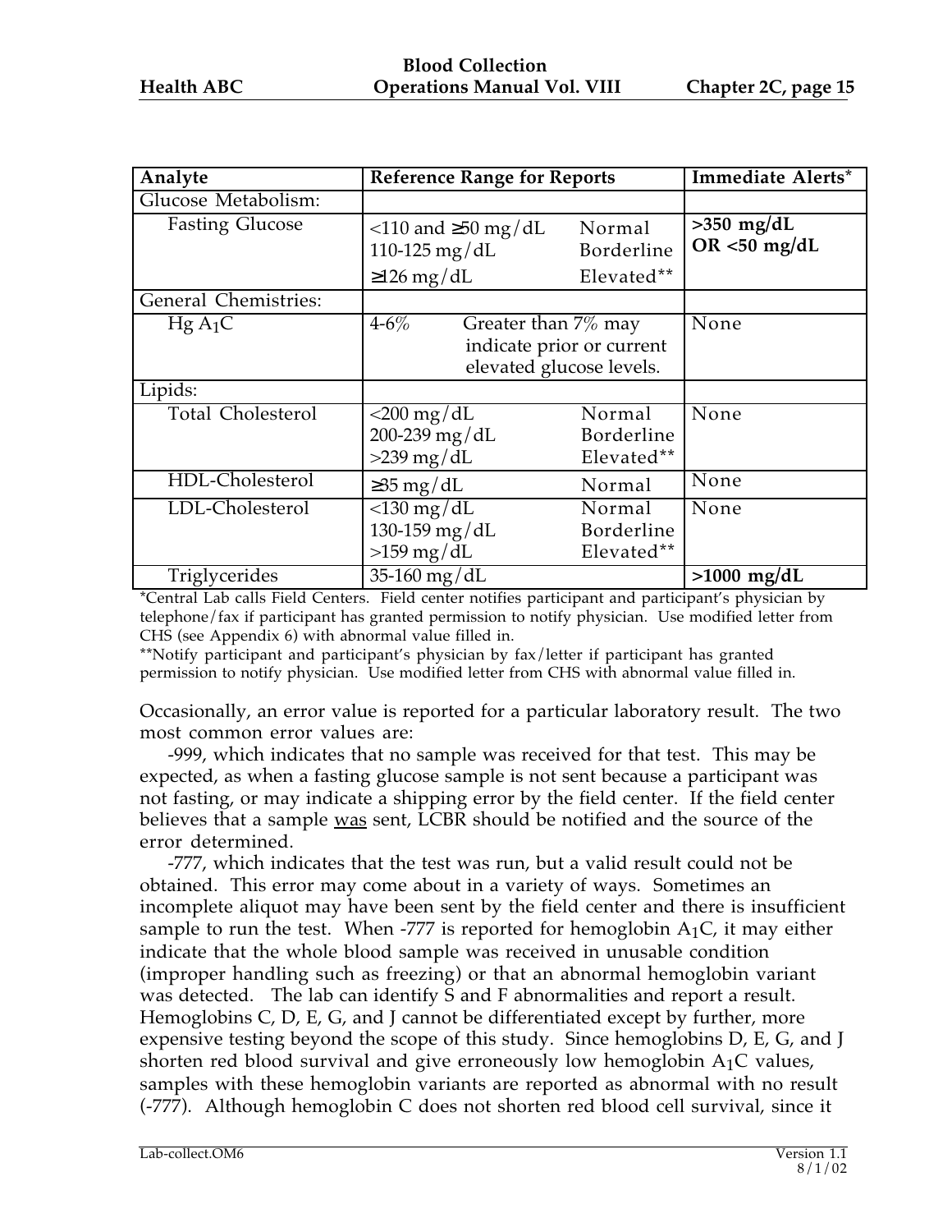| Analyte | Reference Range for Reports | | Immediate Alerts* |
|---|---|---|---|
| Glucose Metabolism: | | | |
| Fasting Glucose | <110 and ≥50 mg/dL<br>110-125 mg/dL<br>≥126 mg/dL | Normal<br>Borderline<br>Elevated** | **>350 mg/dL OR <50 mg/dL** |
| General Chemistries: | | | |
| Hg $A_1C$ | 4-6% | Greater than 7% may indicate prior or current elevated glucose levels. | None |
| Lipids: | | | |
| Total Cholesterol | <200 mg/dL<br>200-239 mg/dL<br>>239 mg/dL | Normal<br>Borderline<br>Elevated** | None |
| HDL-Cholesterol | ≥35 mg/dL | Normal | None |
| LDL-Cholesterol | <130 mg/dL<br>130-159 mg/dL<br>>159 mg/dL | Normal<br>Borderline<br>Elevated** | None |
| Triglycerides | 35-160 mg/dL | | **>1000 mg/dL** |

*Central Lab calls Field Centers. Field center notifies participant and participant's physician by telephone/fax if participant has granted permission to notify physician. Use modified letter from CHS (see Appendix 6) with abnormal value filled in.

**Notify participant and participant's physician by fax/letter if participant has granted permission to notify physician. Use modified letter from CHS with abnormal value filled in.

Occasionally, an error value is reported for a particular laboratory result. The two most common error values are:

-999, which indicates that no sample was received for that test. This may be expected, as when a fasting glucose sample is not sent because a participant was not fasting, or may indicate a shipping error by the field center. If the field center believes that a sample was sent, LCBR should be notified and the source of the error determined.

-777, which indicates that the test was run, but a valid result could not be obtained. This error may come about in a variety of ways. Sometimes an incomplete aliquot may have been sent by the field center and there is insufficient sample to run the test. When -777 is reported for hemoglobin $A_1C$, it may either indicate that the whole blood sample was received in unusable condition (improper handling such as freezing) or that an abnormal hemoglobin variant was detected. The lab can identify S and F abnormalities and report a result. Hemoglobins C, D, E, G, and J cannot be differentiated except by further, more expensive testing beyond the scope of this study. Since hemoglobins D, E, G, and J shorten red blood survival and give erroneously low hemoglobin $A_1C$ values, samples with these hemoglobin variants are reported as abnormal with no result (-777). Although hemoglobin C does not shorten red blood cell survival, since it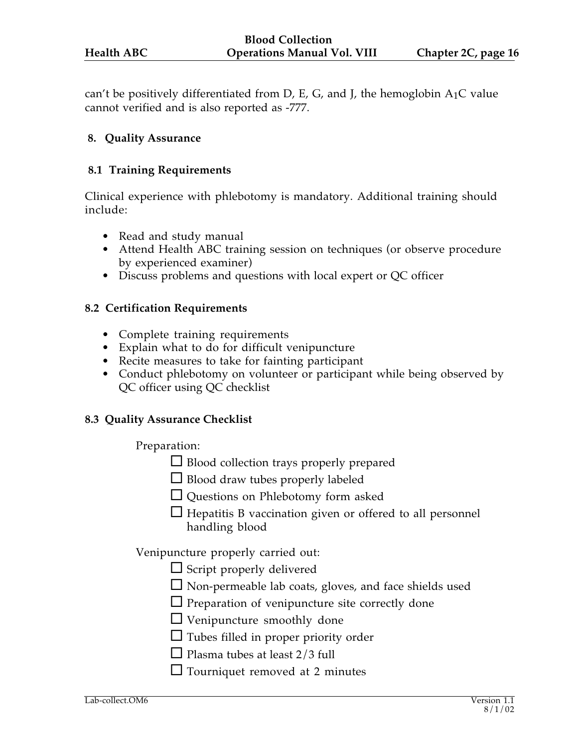can't be positively differentiated from D, E, G, and J, the hemoglobin $A_1C$ value cannot verified and is also reported as -777.

## 8. Quality Assurance

### 8.1 Training Requirements

Clinical experience with phlebotomy is mandatory. Additional training should include:

- Read and study manual
- Attend Health ABC training session on techniques (or observe procedure by experienced examiner)
- Discuss problems and questions with local expert or QC officer

### 8.2 Certification Requirements

- Complete training requirements
- Explain what to do for difficult venipuncture
- Recite measures to take for fainting participant
- Conduct phlebotomy on volunteer or participant while being observed by QC officer using QC checklist

### 8.3 Quality Assurance Checklist

Preparation:

- ☐ Blood collection trays properly prepared
- ☐ Blood draw tubes properly labeled
- ☐ Questions on Phlebotomy form asked
- ☐ Hepatitis B vaccination given or offered to all personnel handling blood

Venipuncture properly carried out:

- ☐ Script properly delivered
- ☐ Non-permeable lab coats, gloves, and face shields used
- ☐ Preparation of venipuncture site correctly done
- ☐ Venipuncture smoothly done
- ☐ Tubes filled in proper priority order
- ☐ Plasma tubes at least 2/3 full
- ☐ Tourniquet removed at 2 minutes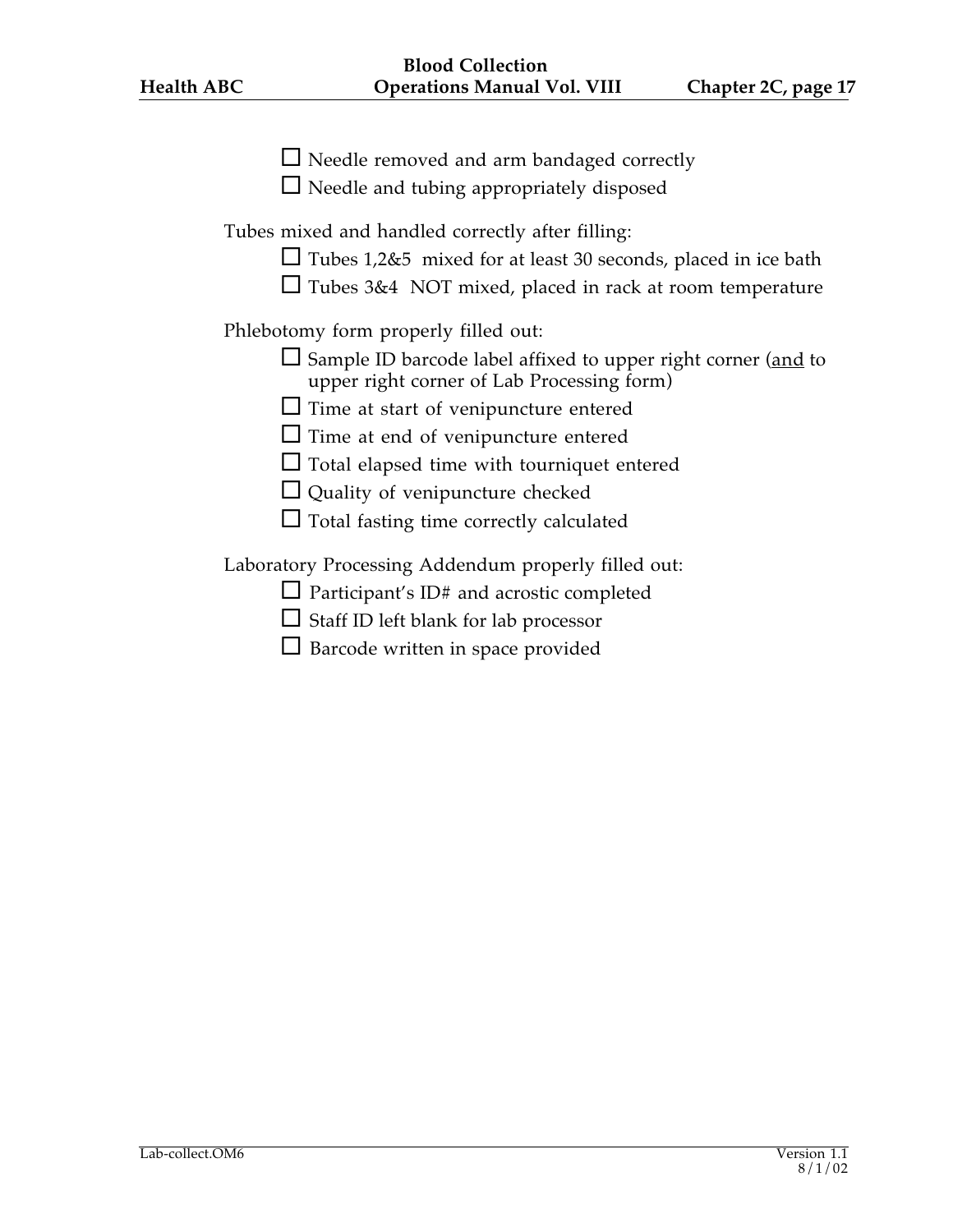- ☐ Needle removed and arm bandaged correctly
- ☐ Needle and tubing appropriately disposed

Tubes mixed and handled correctly after filling:

- ☐ Tubes 1,2&5 mixed for at least 30 seconds, placed in ice bath
- ☐ Tubes 3&4 NOT mixed, placed in rack at room temperature

Phlebotomy form properly filled out:

- ☐ Sample ID barcode label affixed to upper right corner (<u>and</u> to upper right corner of Lab Processing form)
- ☐ Time at start of venipuncture entered
- ☐ Time at end of venipuncture entered
- ☐ Total elapsed time with tourniquet entered
- ☐ Quality of venipuncture checked
- ☐ Total fasting time correctly calculated

Laboratory Processing Addendum properly filled out:

- ☐ Participant's ID# and acrostic completed
- ☐ Staff ID left blank for lab processor
- ☐ Barcode written in space provided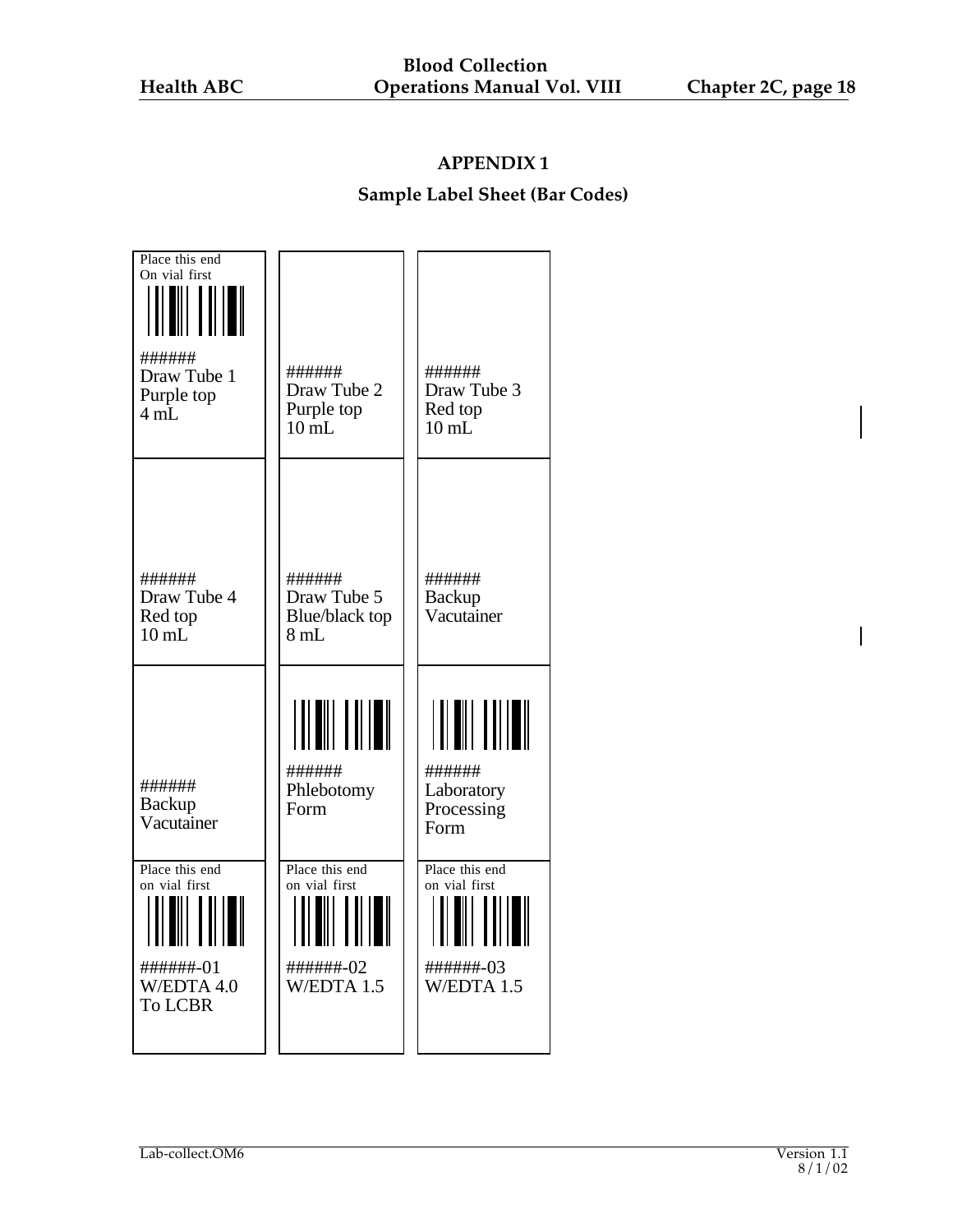## APPENDIX 1

### Sample Label Sheet (Bar Codes)

| | | |
|---|---|---|
| Place this end On vial first<br>######<br>Draw Tube 1<br>Purple top<br>4 mL | ######<br>Draw Tube 2<br>Purple top<br>10 mL | ######<br>Draw Tube 3<br>Red top<br>10 mL |
| ######<br>Draw Tube 4<br>Red top<br>10 mL | ######<br>Draw Tube 5<br>Blue/black top<br>8 mL | ######<br>Backup<br>Vacutainer |
| ######<br>Backup<br>Vacutainer | ######<br>Phlebotomy<br>Form | ######<br>Laboratory<br>Processing<br>Form |
| Place this end on vial first<br>######-01<br>W/EDTA 4.0<br>To LCBR | Place this end on vial first<br>######-02<br>W/EDTA 1.5 | Place this end on vial first<br>######-03<br>W/EDTA 1.5 |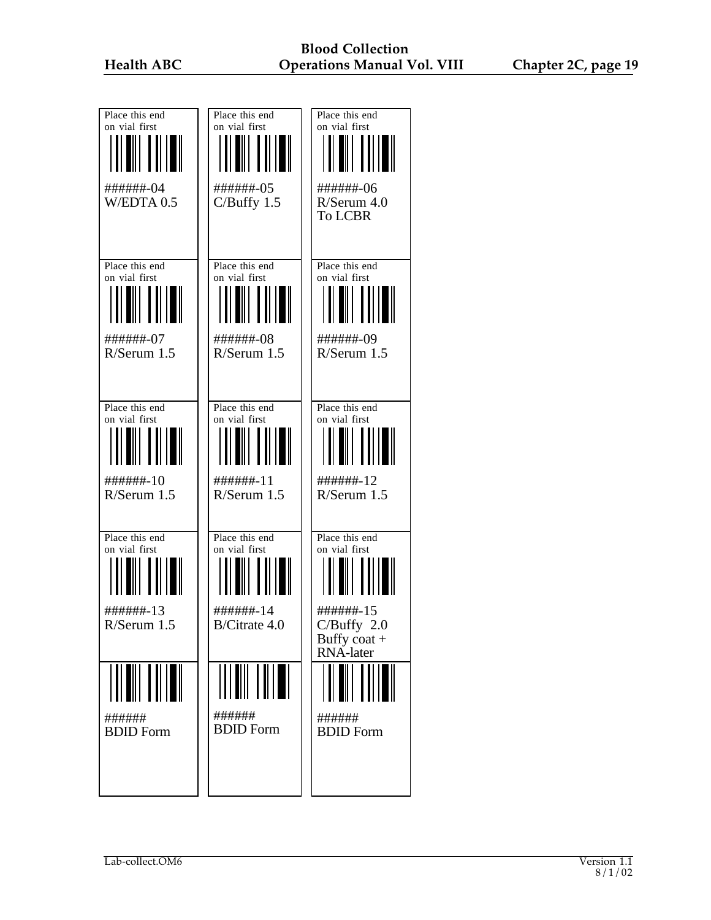| | | |
|---|---|---|
| Place this end on vial first<br>######-04<br>W/EDTA 0.5 | Place this end on vial first<br>######-05<br>C/Buffy 1.5 | Place this end on vial first<br>######-06<br>R/Serum 4.0<br>To LCBR |
| Place this end on vial first<br>######-07<br>R/Serum 1.5 | Place this end on vial first<br>######-08<br>R/Serum 1.5 | Place this end on vial first<br>######-09<br>R/Serum 1.5 |
| Place this end on vial first<br>######-10<br>R/Serum 1.5 | Place this end on vial first<br>######-11<br>R/Serum 1.5 | Place this end on vial first<br>######-12<br>R/Serum 1.5 |
| Place this end on vial first<br>######-13<br>R/Serum 1.5 | Place this end on vial first<br>######-14<br>B/Citrate 4.0 | Place this end on vial first<br>######-15<br>C/Buffy 2.0<br>Buffy coat +<br>RNA-later |
| ######<br>BDID Form | ######<br>BDID Form | ######<br>BDID Form |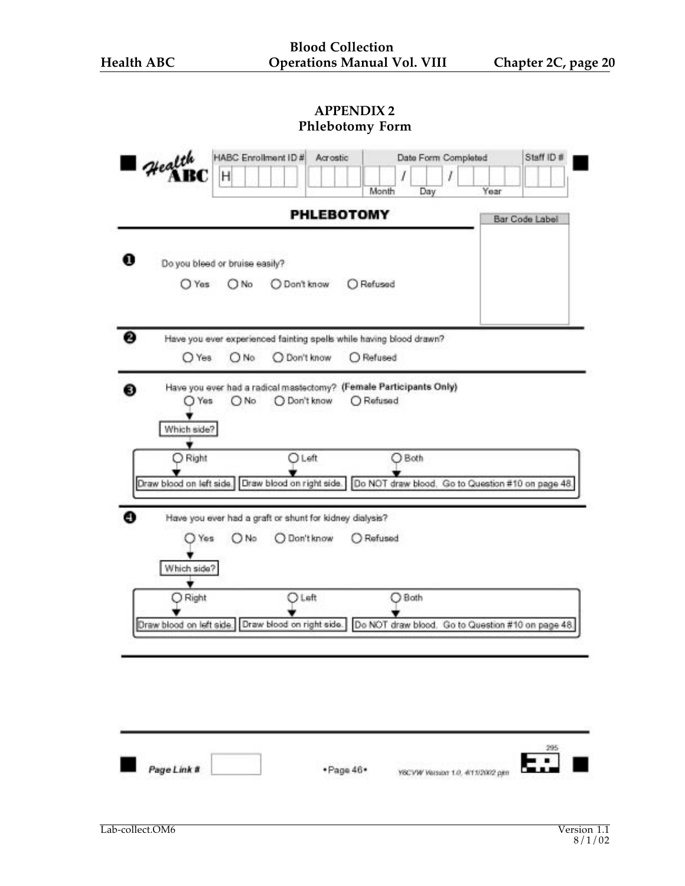# APPENDIX 2
## Phlebotomy Form

| HABC Enrollment ID # | Acrostic | Date Form Completed | Staff ID # |
|---|---|---|---|
| H | | Month / Day / Year | |

## PHLEBOTOMY

Bar Code Label

**1** Do you bleed or bruise easily?

○ Yes ○ No ○ Don't know ○ Refused

**2** Have you ever experienced fainting spells while having blood drawn?

○ Yes ○ No ○ Don't know ○ Refused

**3** Have you ever had a radical mastectomy? **(Female Participants Only)**

○ Yes ○ No ○ Don't know ○ Refused

↓ Which side?

- ○ Right → Draw blood on left side.
- ○ Left → Draw blood on right side.
- ○ Both → Do NOT draw blood. Go to Question #10 on page 48.

**4** Have you ever had a graft or shunt for kidney dialysis?

○ Yes ○ No ○ Don't know ○ Refused

↓ Which side?

- ○ Right → Draw blood on left side.
- ○ Left → Draw blood on right side.
- ○ Both → Do NOT draw blood. Go to Question #10 on page 48.

Page Link #

•Page 46•

Y6CVW Version 1.0, 4/11/2002 pjm

295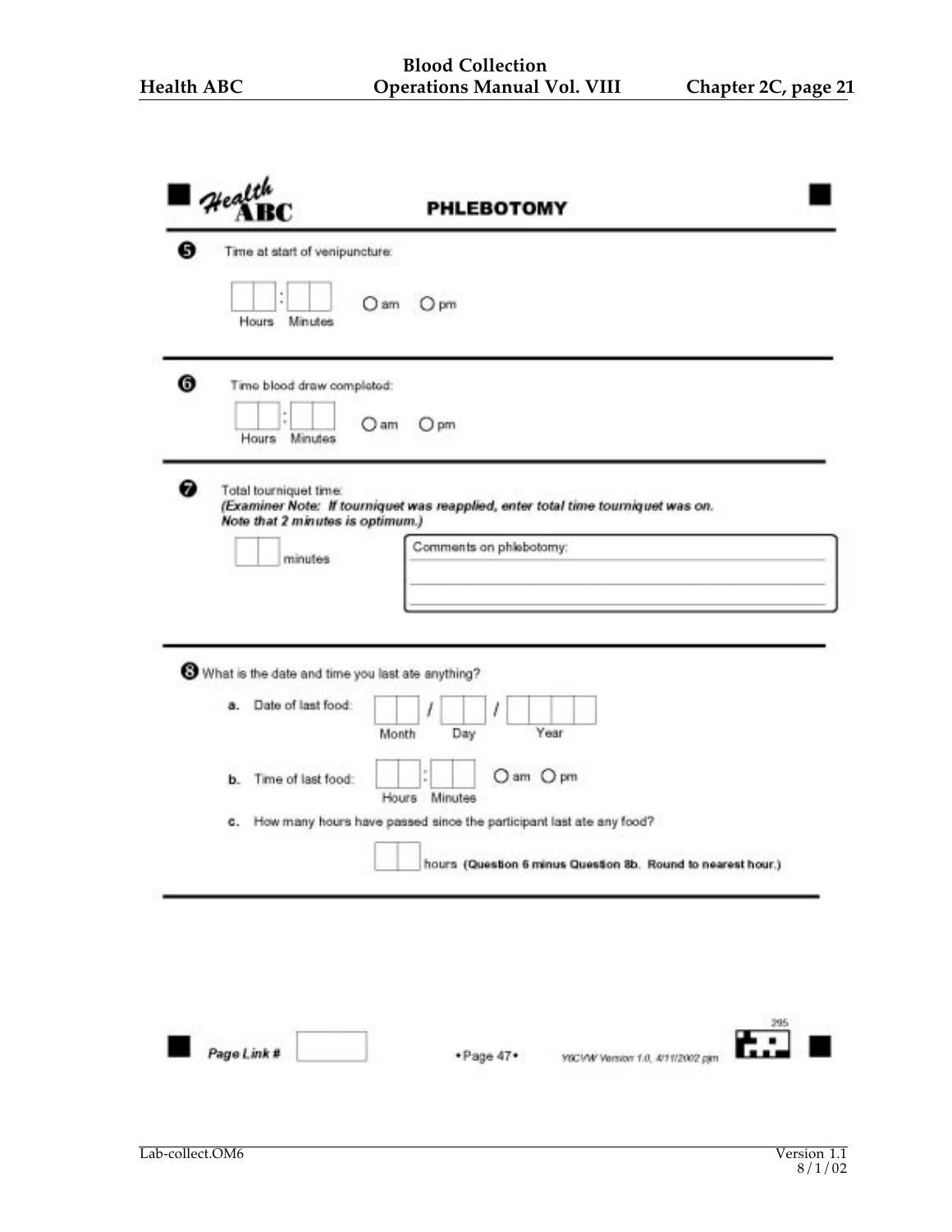Health ABC

## PHLEBOTOMY

**5** Time at start of venipuncture:

[ ][ ] : [ ][ ] ○ am ○ pm
Hours Minutes

**6** Time blood draw completed:

[ ][ ] : [ ][ ] ○ am ○ pm
Hours Minutes

**7** Total tourniquet time:
***(Examiner Note: If tourniquet was reapplied, enter total time tourniquet was on. Note that 2 minutes is optimum.)***

[ ][ ] minutes

Comments on phlebotomy:
\_\_\_\_\_\_\_\_\_\_\_\_\_\_\_\_\_\_\_\_\_\_\_\_\_\_\_\_\_\_\_\_\_\_\_\_\_\_\_\_
\_\_\_\_\_\_\_\_\_\_\_\_\_\_\_\_\_\_\_\_\_\_\_\_\_\_\_\_\_\_\_\_\_\_\_\_\_\_\_\_
\_\_\_\_\_\_\_\_\_\_\_\_\_\_\_\_\_\_\_\_\_\_\_\_\_\_\_\_\_\_\_\_\_\_\_\_\_\_\_\_

**8** What is the date and time you last ate anything?

a. Date of last food: [ ][ ] / [ ][ ] / [ ][ ][ ][ ]
Month Day Year

b. Time of last food: [ ][ ] : [ ][ ] ○ am ○ pm
Hours Minutes

c. How many hours have passed since the participant last ate any food?

[ ][ ] hours **(Question 6 minus Question 8b. Round to nearest hour.)**

*Page Link #* [ ]

• Page 47 •

Y8CVW Version 1.0, 4/11/2002 pjm

295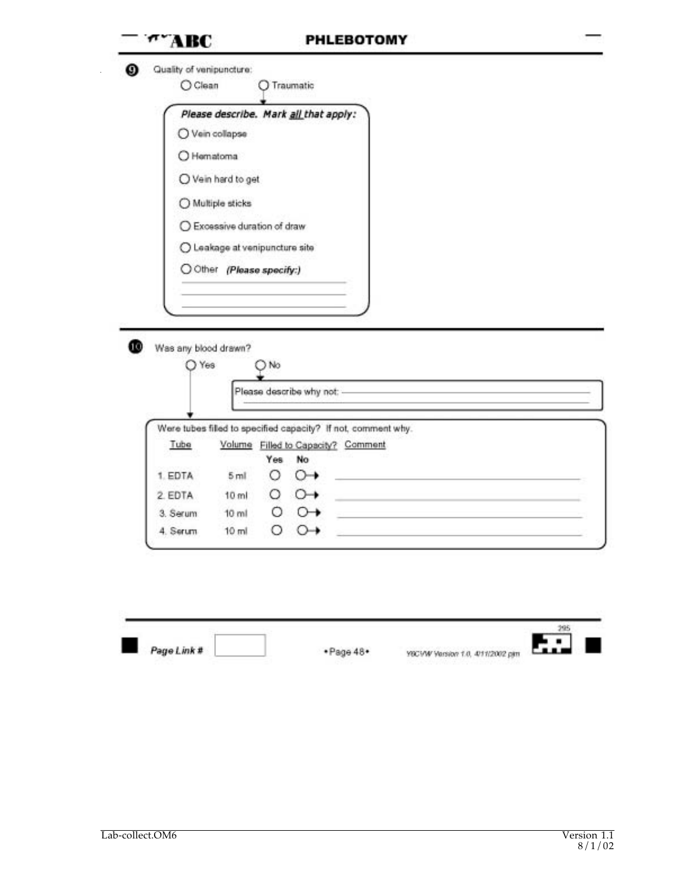## PHLEBOTOMY

**9** Quality of venipuncture:

○ Clean ○ Traumatic

*Please describe. Mark all that apply:*

- ○ Vein collapse
- ○ Hematoma
- ○ Vein hard to get
- ○ Multiple sticks
- ○ Excessive duration of draw
- ○ Leakage at venipuncture site
- ○ Other *(Please specify:)* ________________

---

**10** Was any blood drawn?

○ Yes ○ No

Please describe why not: ________________

Were tubes filled to specified capacity? If not, comment why.

| Tube | Volume | Filled to Capacity? Yes | No | Comment |
|---|---|---|---|---|
| 1. EDTA | 5 ml | ○ | ○→ | |
| 2. EDTA | 10 ml | ○ | ○→ | |
| 3. Serum | 10 ml | ○ | ○→ | |
| 4. Serum | 10 ml | ○ | ○→ | |

Page Link #

YBCVW Version 1.0, 4/11/2002 pjm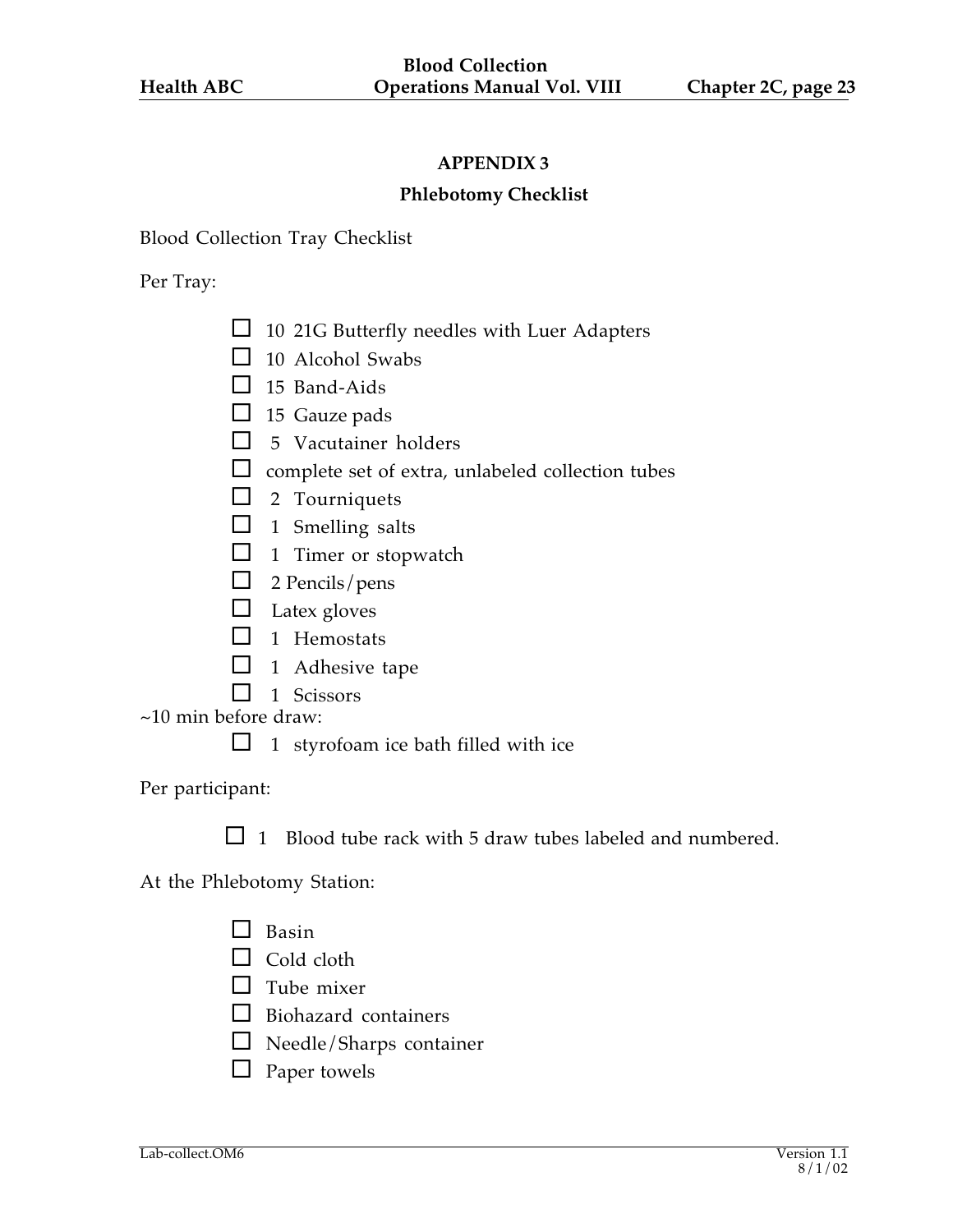## APPENDIX 3

## Phlebotomy Checklist

Blood Collection Tray Checklist

Per Tray:

- ☐ 10 21G Butterfly needles with Luer Adapters
- ☐ 10 Alcohol Swabs
- ☐ 15 Band-Aids
- ☐ 15 Gauze pads
- ☐ 5 Vacutainer holders
- ☐ complete set of extra, unlabeled collection tubes
- ☐ 2 Tourniquets
- ☐ 1 Smelling salts
- ☐ 1 Timer or stopwatch
- ☐ 2 Pencils/pens
- ☐ Latex gloves
- ☐ 1 Hemostats
- ☐ 1 Adhesive tape
- ☐ 1 Scissors

~10 min before draw:

- ☐ 1 styrofoam ice bath filled with ice

Per participant:

- ☐ 1 Blood tube rack with 5 draw tubes labeled and numbered.

At the Phlebotomy Station:

- ☐ Basin
- ☐ Cold cloth
- ☐ Tube mixer
- ☐ Biohazard containers
- ☐ Needle/Sharps container
- ☐ Paper towels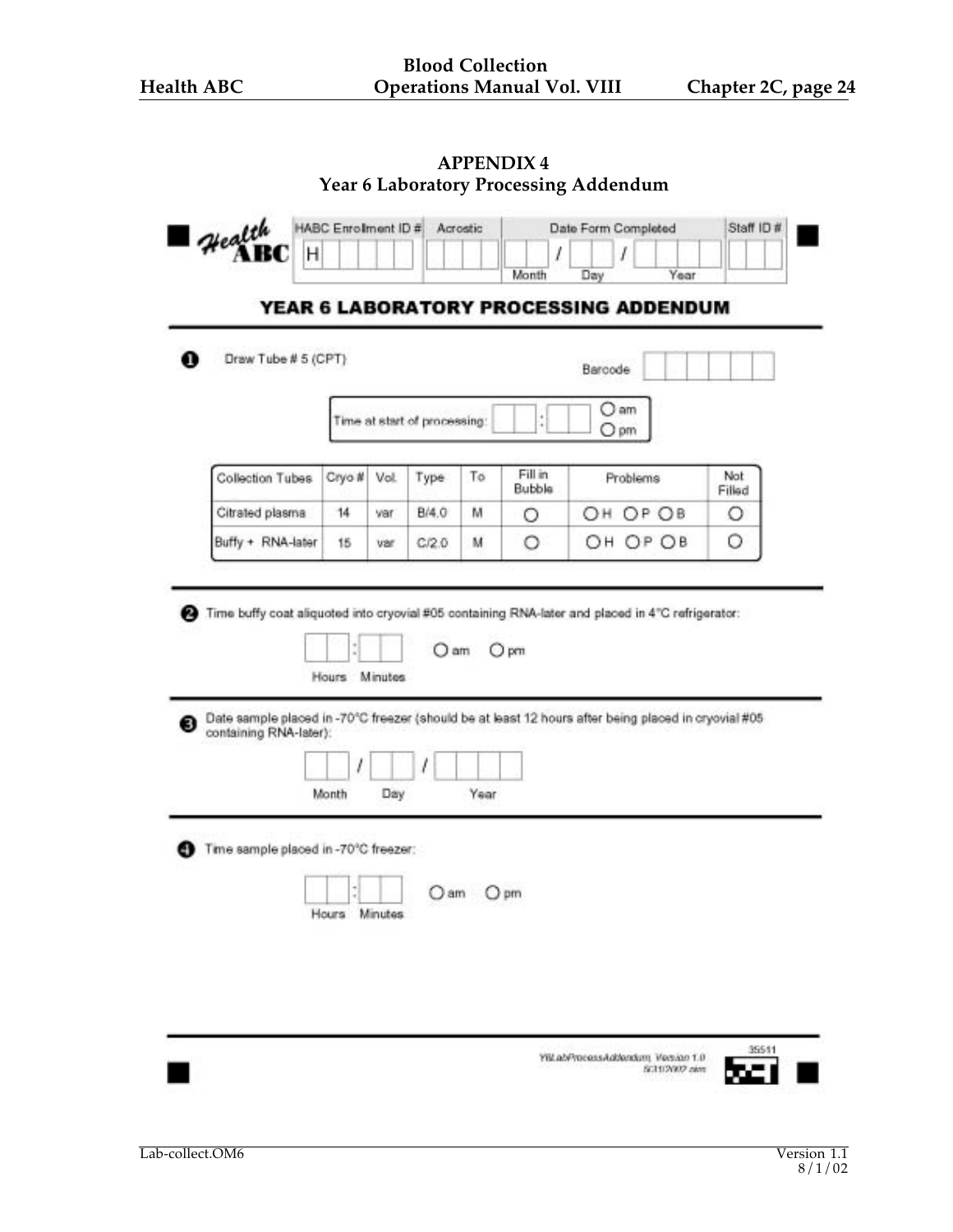## APPENDIX 4
## Year 6 Laboratory Processing Addendum

Health ABC

| HABC Enrollment ID # | Acrostic | Date Form Completed | Staff ID # |
|---|---|---|---|
| H | | / / (Month Day Year) | |

### YEAR 6 LABORATORY PROCESSING ADDENDUM

**1** Draw Tube # 5 (CPT)

Barcode

Time at start of processing: : ○ am ○ pm

| Collection Tubes | Cryo # | Vol. | Type | To | Fill in Bubble | Problems | Not Filled |
|---|---|---|---|---|---|---|---|
| Citrated plasma | 14 | var | B/4.0 | M | ○ | ○H ○P ○B | ○ |
| Buffy + RNA-later | 15 | var | C/2.0 | M | ○ | ○H ○P ○B | ○ |

**2** Time buffy coat aliquoted into cryovial #05 containing RNA-later and placed in 4°C refrigerator:

: ○ am ○ pm

Hours Minutes

**3** Date sample placed in -70°C freezer (should be at least 12 hours after being placed in cryovial #05 containing RNA-later):

/ /

Month Day Year

**4** Time sample placed in -70°C freezer:

: ○ am ○ pm

Hours Minutes

Y6LabProcessAddendum Version 1.0
5/31/2002 clm

35511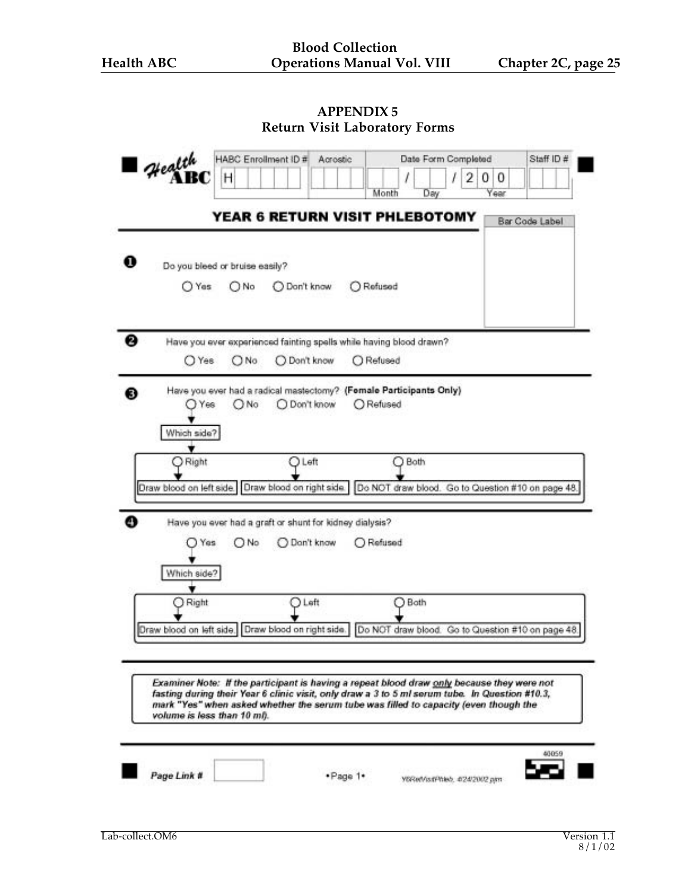## APPENDIX 5
## Return Visit Laboratory Forms

**Health ABC**

| HABC Enrollment ID # | Acrostic | Date Form Completed | Staff ID # |
|---|---|---|---|
| H | | Month / Day / Year 200 | |

### YEAR 6 RETURN VISIT PHLEBOTOMY

Bar Code Label

**1** Do you bleed or bruise easily?

○ Yes ○ No ○ Don't know ○ Refused

**2** Have you ever experienced fainting spells while having blood drawn?

○ Yes ○ No ○ Don't know ○ Refused

**3** Have you ever had a radical mastectomy? **(Female Participants Only)**

○ Yes ○ No ○ Don't know ○ Refused

Which side?

- ○ Right → Draw blood on left side.
- ○ Left → Draw blood on right side.
- ○ Both → Do NOT draw blood. Go to Question #10 on page 48.

**4** Have you ever had a graft or shunt for kidney dialysis?

○ Yes ○ No ○ Don't know ○ Refused

Which side?

- ○ Right → Draw blood on left side.
- ○ Left → Draw blood on right side.
- ○ Both → Do NOT draw blood. Go to Question #10 on page 48.

***Examiner Note:** If the participant is having a repeat blood draw only because they were not fasting during their Year 6 clinic visit, only draw a 3 to 5 ml serum tube. In Question #10.3, mark "Yes" when asked whether the serum tube was filled to capacity (even though the volume is less than 10 ml).*

Page Link # ____ •Page 1• Y6RetVisitPhleb, 4/24/2002 pm 40059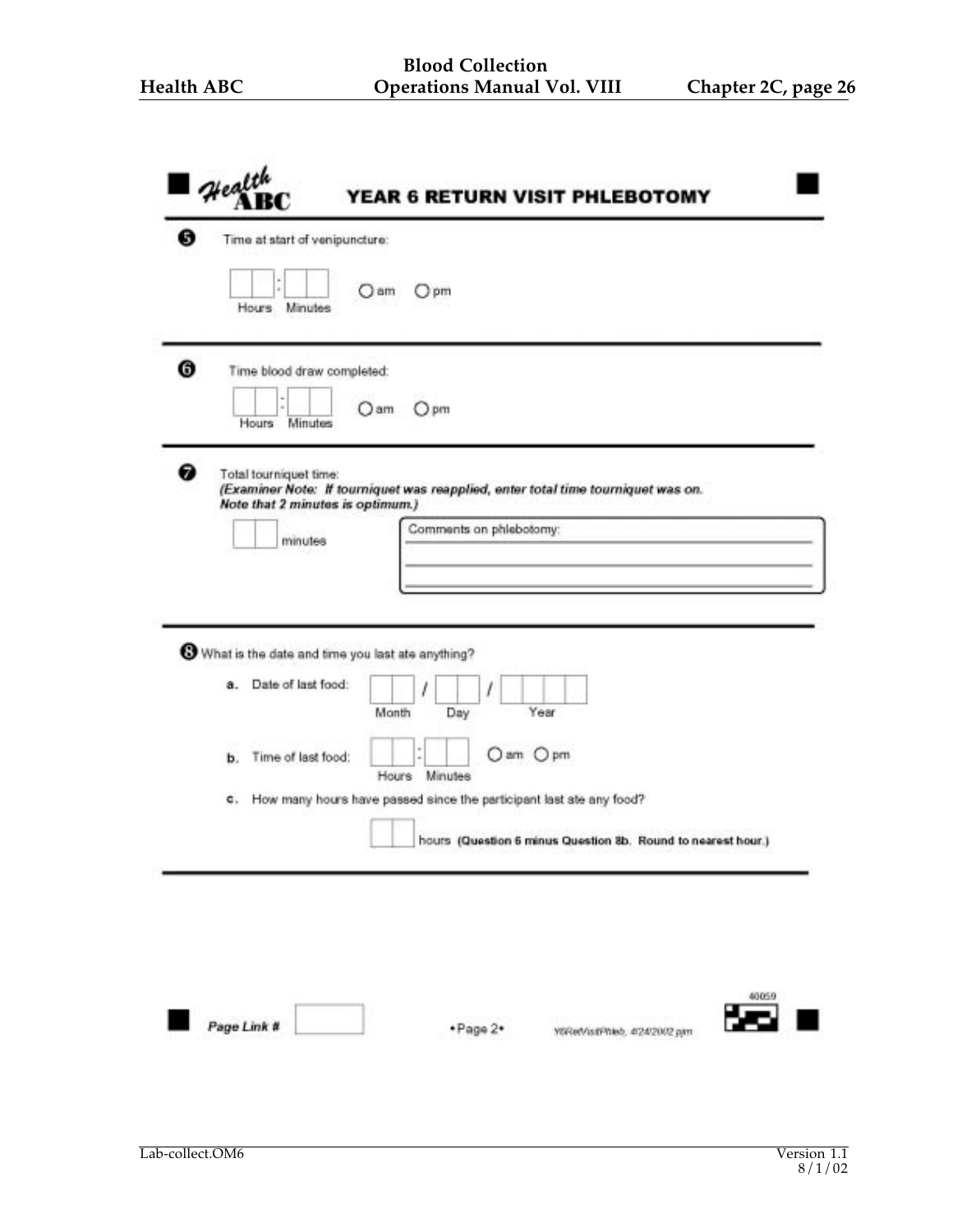# Health ABC — YEAR 6 RETURN VISIT PHLEBOTOMY

**5** Time at start of venipuncture:

☐☐ : ☐☐ ○ am ○ pm
Hours Minutes

---

**6** Time blood draw completed:

☐☐ : ☐☐ ○ am ○ pm
Hours Minutes

---

**7** Total tourniquet time:
***(Examiner Note: If tourniquet was reapplied, enter total time tourniquet was on. Note that 2 minutes is optimum.)***

☐☐ minutes

Comments on phlebotomy:
\_\_\_\_\_\_\_\_\_\_\_\_\_\_\_\_\_\_\_\_\_\_\_\_\_\_\_\_\_\_\_\_\_\_\_\_\_\_\_\_
\_\_\_\_\_\_\_\_\_\_\_\_\_\_\_\_\_\_\_\_\_\_\_\_\_\_\_\_\_\_\_\_\_\_\_\_\_\_\_\_
\_\_\_\_\_\_\_\_\_\_\_\_\_\_\_\_\_\_\_\_\_\_\_\_\_\_\_\_\_\_\_\_\_\_\_\_\_\_\_\_

---

**8** What is the date and time you last ate anything?

a. Date of last food: ☐☐ / ☐☐ / ☐☐☐☐
Month Day Year

b. Time of last food: ☐☐ : ☐☐ ○ am ○ pm
Hours Minutes

c. How many hours have passed since the participant last ate any food?

☐☐ hours **(Question 6 minus Question 8b. Round to nearest hour.)**

---

*Page Link #* ☐ •Page 2• Y6RetVisitPhleb, 4/24/2002 pm 40059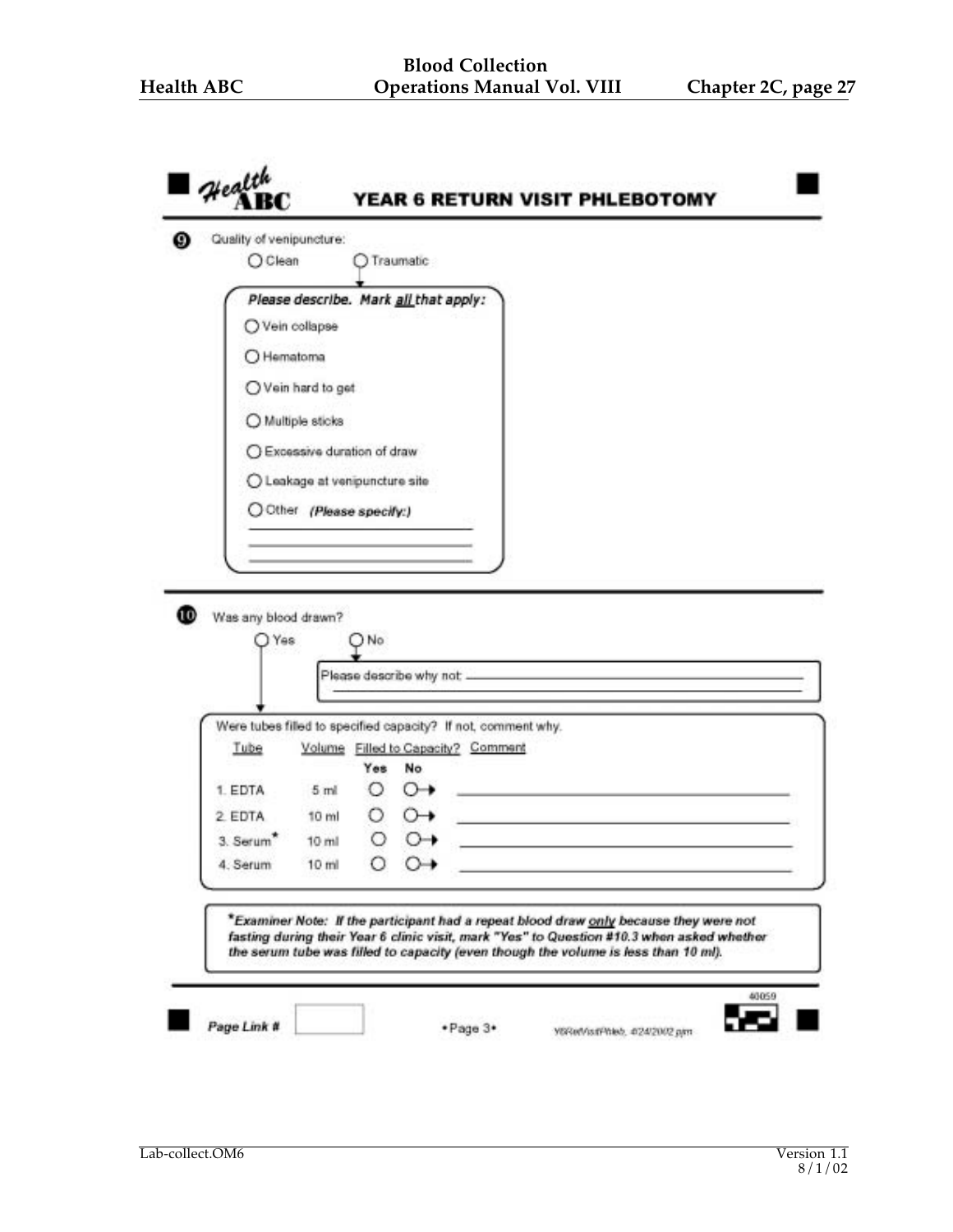## Health ABC — YEAR 6 RETURN VISIT PHLEBOTOMY

**9** Quality of venipuncture:

- ○ Clean
- ○ Traumatic

*Please describe. Mark all that apply:*

- ○ Vein collapse
- ○ Hematoma
- ○ Vein hard to get
- ○ Multiple sticks
- ○ Excessive duration of draw
- ○ Leakage at venipuncture site
- ○ Other *(Please specify:)* ______________________

---

**10** Was any blood drawn?

- ○ Yes
- ○ No → Please describe why not: ______________________

Were tubes filled to specified capacity? If not, comment why.

| Tube | Volume | Filled to Capacity? Yes | Filled to Capacity? No | Comment |
|---|---|---|---|---|
| 1. EDTA | 5 ml | ○ | ○→ | ______________ |
| 2. EDTA | 10 ml | ○ | ○→ | ______________ |
| 3. Serum* | 10 ml | ○ | ○→ | ______________ |
| 4. Serum | 10 ml | ○ | ○→ | ______________ |

***Examiner Note:** If the participant had a repeat blood draw only because they were not fasting during their Year 6 clinic visit, mark "Yes" to Question #10.3 when asked whether the serum tube was filled to capacity (even though the volume is less than 10 ml).*

Page Link # ______ •Page 3• Y6RetVisitPhleb, 4/24/2002 pjm 40059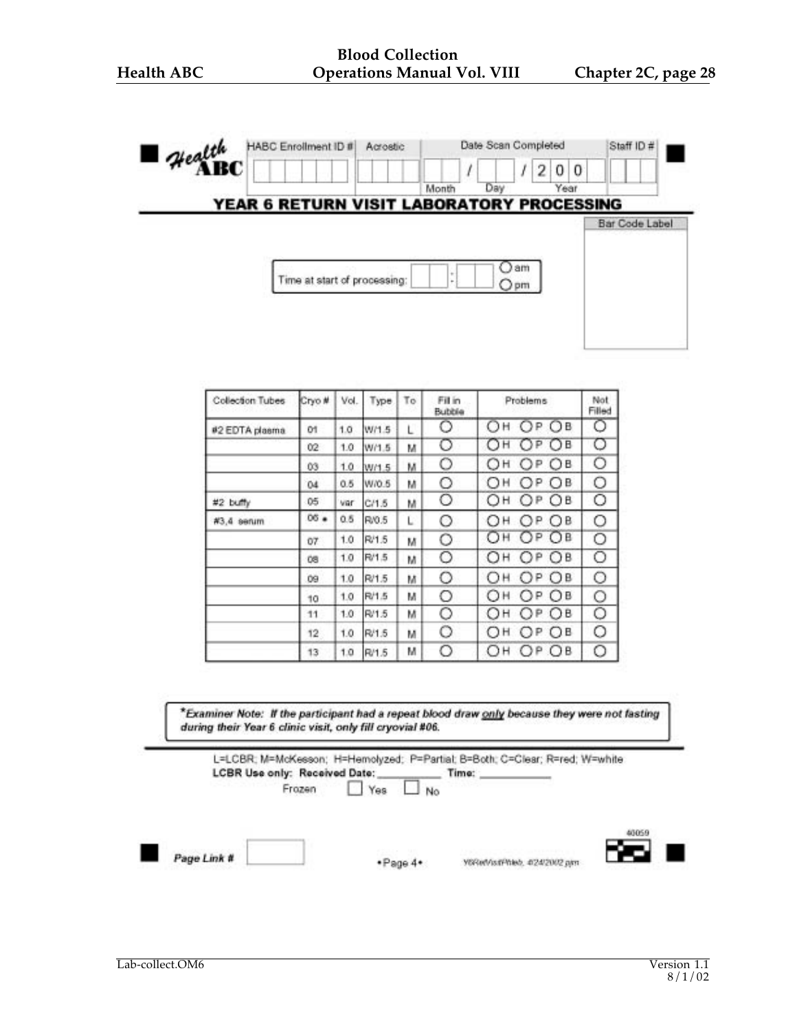**Health ABC**

HABC Enrollment ID # | Acrostic | Date Scan Completed (Month / Day / Year 200_) | Staff ID #

## YEAR 6 RETURN VISIT LABORATORY PROCESSING

Bar Code Label

Time at start of processing: ___ : ___ ○ am ○ pm

| Collection Tubes | Cryo # | Vol. | Type | To | Fill in Bubble | Problems | Not Filled |
|---|---|---|---|---|---|---|---|
| #2 EDTA plasma | 01 | 1.0 | W/1.5 | L | ○ | ○H ○P ○B | ○ |
| | 02 | 1.0 | W/1.5 | M | ○ | ○H ○P ○B | ○ |
| | 03 | 1.0 | W/1.5 | M | ○ | ○H ○P ○B | ○ |
| | 04 | 0.5 | W/0.5 | M | ○ | ○H ○P ○B | ○ |
| #2 buffy | 05 | var | C/1.5 | M | ○ | ○H ○P ○B | ○ |
| #3,4 serum | 06 * | 0.5 | R/0.5 | L | ○ | ○H ○P ○B | ○ |
| | 07 | 1.0 | R/1.5 | M | ○ | ○H ○P ○B | ○ |
| | 08 | 1.0 | R/1.5 | M | ○ | ○H ○P ○B | ○ |
| | 09 | 1.0 | R/1.5 | M | ○ | ○H ○P ○B | ○ |
| | 10 | 1.0 | R/1.5 | M | ○ | ○H ○P ○B | ○ |
| | 11 | 1.0 | R/1.5 | M | ○ | ○H ○P ○B | ○ |
| | 12 | 1.0 | R/1.5 | M | ○ | ○H ○P ○B | ○ |
| | 13 | 1.0 | R/1.5 | M | ○ | ○H ○P ○B | ○ |

*\*Examiner Note: If the participant had a repeat blood draw only because they were not fasting during their Year 6 clinic visit, only fill cryovial #06.*

L=LCBR; M=McKesson; H=Hemolyzed; P=Partial; B=Both; C=Clear; R=red; W=white

**LCBR Use only: Received Date:** __________ **Time:** __________

Frozen ☐ Yes ☐ No

**Page Link #** ______

•Page 4•

Y6RetVisitPhleb, 4/24/2002 pm

40059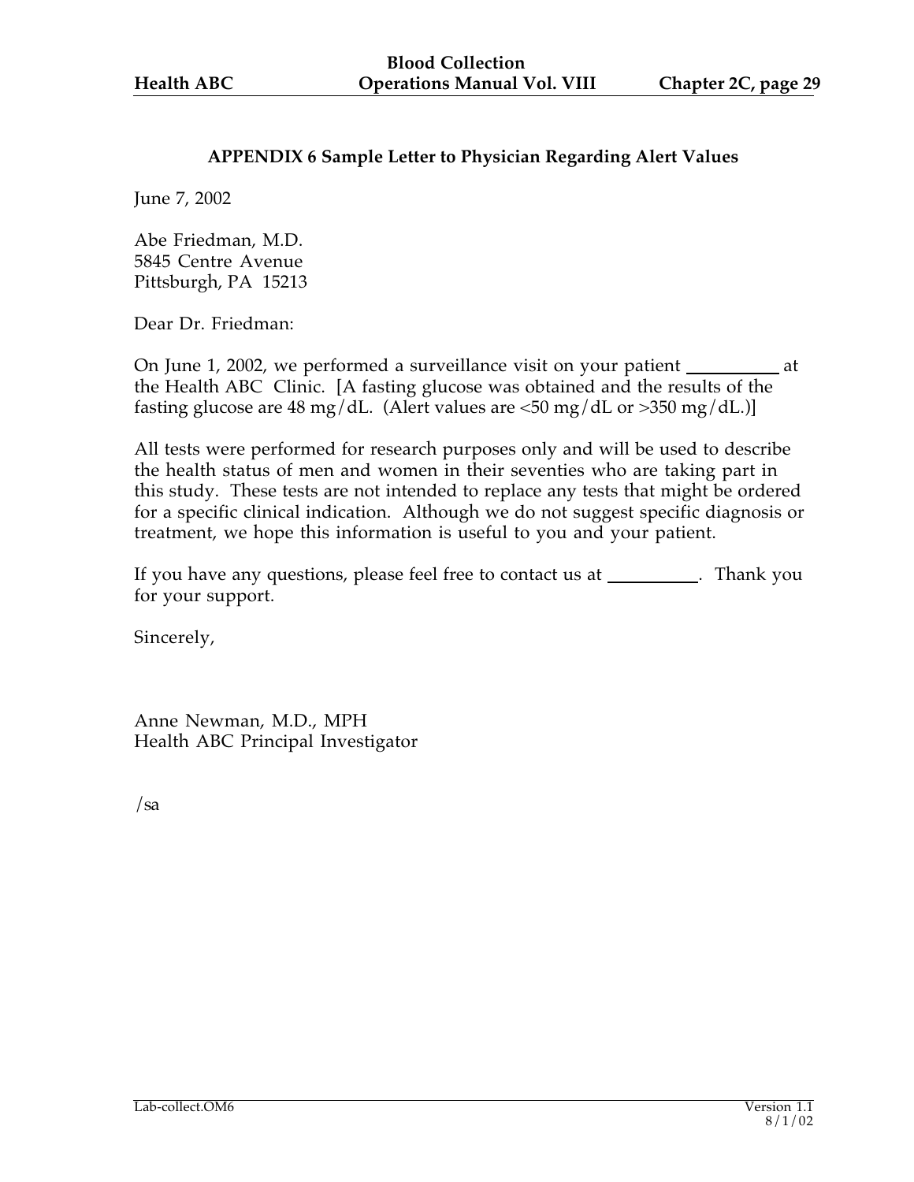## APPENDIX 6 Sample Letter to Physician Regarding Alert Values

June 7, 2002

Abe Friedman, M.D.
5845 Centre Avenue
Pittsburgh, PA 15213

Dear Dr. Friedman:

On June 1, 2002, we performed a surveillance visit on your patient __________ at the Health ABC Clinic. [A fasting glucose was obtained and the results of the fasting glucose are 48 mg/dL. (Alert values are <50 mg/dL or >350 mg/dL.)]

All tests were performed for research purposes only and will be used to describe the health status of men and women in their seventies who are taking part in this study. These tests are not intended to replace any tests that might be ordered for a specific clinical indication. Although we do not suggest specific diagnosis or treatment, we hope this information is useful to you and your patient.

If you have any questions, please feel free to contact us at __________. Thank you for your support.

Sincerely,

Anne Newman, M.D., MPH
Health ABC Principal Investigator

/sa